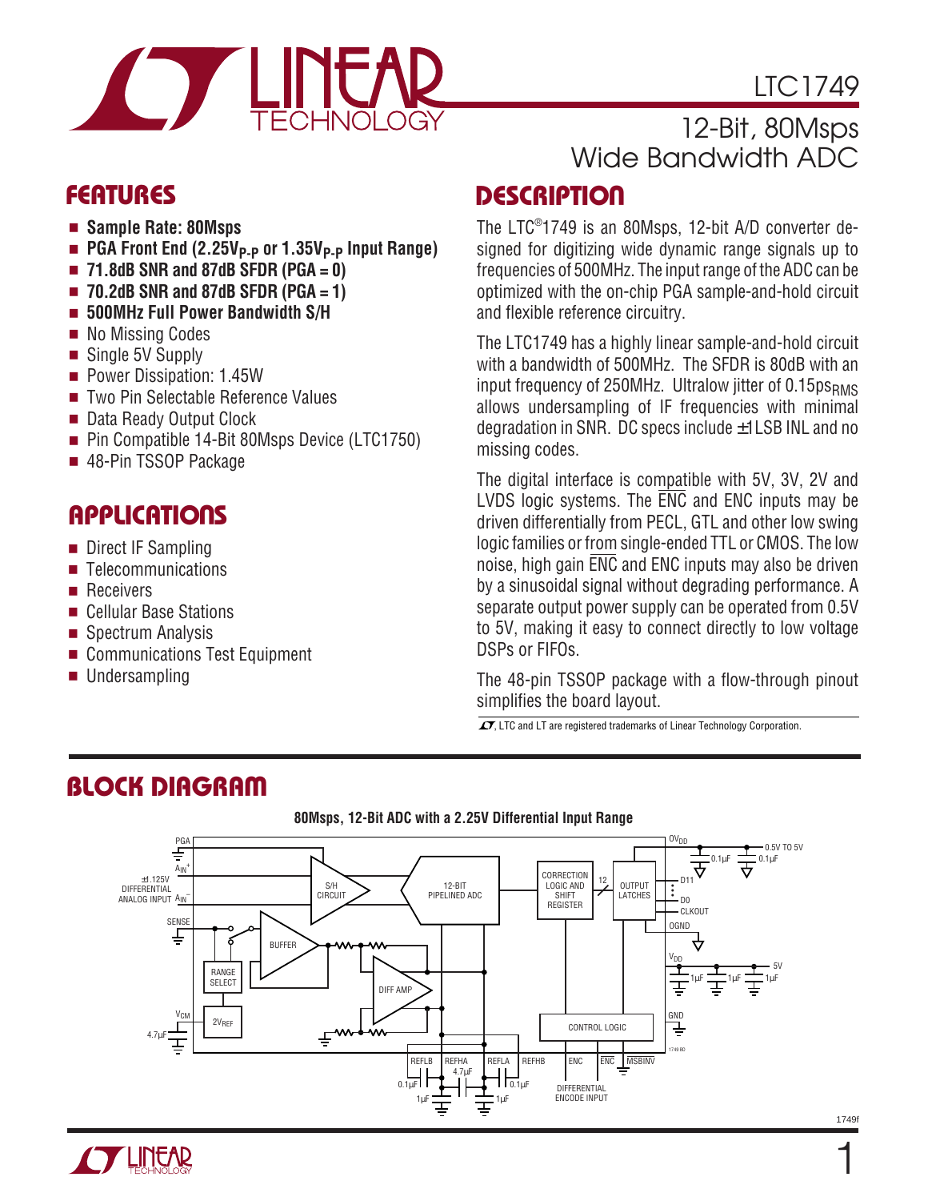# LTC1749

## 12-Bit, 80Msps Wide Bandwidth ADC

## FEATURES

- **Sample Rate: 80Msps**
- **PGA Front End (2.25V$_{P-P}$ or 1.35V$_{P-P}$ Input Range)**
- **71.8dB SNR and 87dB SFDR (PGA = 0)**
- **70.2dB SNR and 87dB SFDR (PGA = 1)**
- **500MHz Full Power Bandwidth S/H**
- No Missing Codes
- Single 5V Supply
- Power Dissipation: 1.45W
- Two Pin Selectable Reference Values
- Data Ready Output Clock
- Pin Compatible 14-Bit 80Msps Device (LTC1750)
- 48-Pin TSSOP Package

## APPLICATIONS

- Direct IF Sampling
- Telecommunications
- Receivers
- Cellular Base Stations
- Spectrum Analysis
- Communications Test Equipment
- Undersampling

## DESCRIPTION

The LTC®1749 is an 80Msps, 12-bit A/D converter designed for digitizing wide dynamic range signals up to frequencies of 500MHz. The input range of the ADC can be optimized with the on-chip PGA sample-and-hold circuit and flexible reference circuitry.

The LTC1749 has a highly linear sample-and-hold circuit with a bandwidth of 500MHz. The SFDR is 80dB with an input frequency of 250MHz. Ultralow jitter of 0.15ps$_{RMS}$ allows undersampling of IF frequencies with minimal degradation in SNR. DC specs include ±1LSB INL and no missing codes.

The digital interface is compatible with 5V, 3V, 2V and LVDS logic systems. The $\overline{ENC}$ and ENC inputs may be driven differentially from PECL, GTL and other low swing logic families or from single-ended TTL or CMOS. The low noise, high gain $\overline{ENC}$ and ENC inputs may also be driven by a sinusoidal signal without degrading performance. A separate output power supply can be operated from 0.5V to 5V, making it easy to connect directly to low voltage DSPs or FIFOs.

The 48-pin TSSOP package with a flow-through pinout simplifies the board layout.

LTC and LT are registered trademarks of Linear Technology Corporation.

## BLOCK DIAGRAM

**80Msps, 12-Bit ADC with a 2.25V Differential Input Range**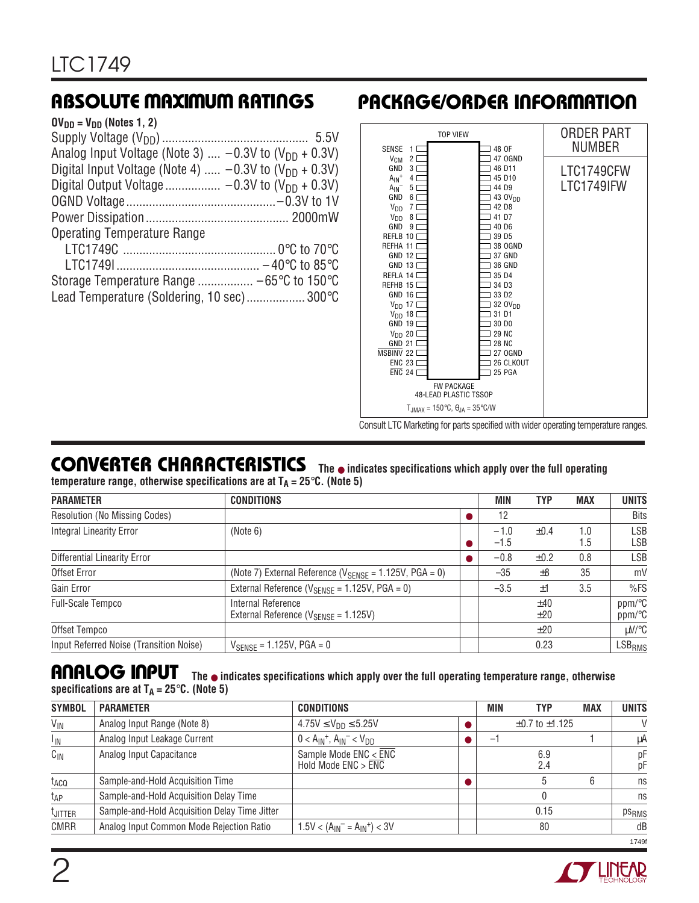## ABSOLUTE MAXIMUM RATINGS

**$OV_{DD} = V_{DD}$ (Notes 1, 2)**

Supply Voltage ($V_{DD}$) ............................................ 5.5V
Analog Input Voltage (Note 3) .... –0.3V to ($V_{DD}$ + 0.3V)
Digital Input Voltage (Note 4) ..... –0.3V to ($V_{DD}$ + 0.3V)
Digital Output Voltage ................ –0.3V to ($V_{DD}$ + 0.3V)
OGND Voltage ............................................ –0.3V to 1V
Power Dissipation ........................................... 2000mW
Operating Temperature Range
  LTC1749C ............................................... 0°C to 70°C
  LTC1749I ............................................ –40°C to 85°C
Storage Temperature Range ................. –65°C to 150°C
Lead Temperature (Soldering, 10 sec) ................. 300°C

## PACKAGE/ORDER INFORMATION

TOP VIEW

| Pin | Name | Pin | Name |
|---|---|---|---|
| 1 | SENSE | 48 | OF |
| 2 | $V_{CM}$ | 47 | OGND |
| 3 | GND | 46 | D11 |
| 4 | $A_{IN}^+$ | 45 | D10 |
| 5 | $A_{IN}^-$ | 44 | D9 |
| 6 | GND | 43 | $OV_{DD}$ |
| 7 | $V_{DD}$ | 42 | D8 |
| 8 | $V_{DD}$ | 41 | D7 |
| 9 | GND | 40 | D6 |
| 10 | REFLB | 39 | D5 |
| 11 | REFHA | 38 | OGND |
| 12 | GND | 37 | GND |
| 13 | GND | 36 | GND |
| 14 | REFLA | 35 | D4 |
| 15 | REFHB | 34 | D3 |
| 16 | GND | 33 | D2 |
| 17 | $V_{DD}$ | 32 | $OV_{DD}$ |
| 18 | $V_{DD}$ | 31 | D1 |
| 19 | GND | 30 | D0 |
| 20 | $V_{DD}$ | 29 | NC |
| 21 | GND | 28 | NC |
| 22 | $\overline{\text{MSBINV}}$ | 27 | OGND |
| 23 | ENC | 26 | CLKOUT |
| 24 | $\overline{\text{ENC}}$ | 25 | PGA |

FW PACKAGE
48-LEAD PLASTIC TSSOP
$T_{JMAX} = 150°C$, $\theta_{JA} = 35°C/W$

| ORDER PART NUMBER |
|---|
| LTC1749CFW |
| LTC1749IFW |

Consult LTC Marketing for parts specified with wider operating temperature ranges.

## CONVERTER CHARACTERISTICS

The ● indicates specifications which apply over the full operating temperature range, otherwise specifications are at $T_A = 25°C$. (Note 5)

| PARAMETER | CONDITIONS | | MIN | TYP | MAX | UNITS |
|---|---|---|---|---|---|---|
| Resolution (No Missing Codes) | | ● | 12 | | | Bits |
| Integral Linearity Error | (Note 6) | <br>● | –1.0<br>–1.5 | ±0.4 | 1.0<br>1.5 | LSB<br>LSB |
| Differential Linearity Error | | ● | –0.8 | ±0.2 | 0.8 | LSB |
| Offset Error | (Note 7) External Reference ($V_{SENSE}$ = 1.125V, PGA = 0) | | –35 | ±8 | 35 | mV |
| Gain Error | External Reference ($V_{SENSE}$ = 1.125V, PGA = 0) | | –3.5 | ±1 | 3.5 | %FS |
| Full-Scale Tempco | Internal Reference<br>External Reference ($V_{SENSE}$ = 1.125V) | | | ±40<br>±20 | | ppm/°C<br>ppm/°C |
| Offset Tempco | | | | ±20 | | µV/°C |
| Input Referred Noise (Transition Noise) | $V_{SENSE}$ = 1.125V, PGA = 0 | | | 0.23 | | $LSB_{RMS}$ |

## ANALOG INPUT

The ● indicates specifications which apply over the full operating temperature range, otherwise specifications are at $T_A = 25°C$. (Note 5)

| SYMBOL | PARAMETER | CONDITIONS | | MIN | TYP | MAX | UNITS |
|---|---|---|---|---|---|---|---|
| $V_{IN}$ | Analog Input Range (Note 8) | 4.75V ≤ $V_{DD}$ ≤ 5.25V | ● | | ±0.7 to ±1.125 | | V |
| $I_{IN}$ | Analog Input Leakage Current | 0 < $A_{IN}^+$, $A_{IN}^-$ < $V_{DD}$ | ● | –1 | | 1 | µA |
| $C_{IN}$ | Analog Input Capacitance | Sample Mode ENC < $\overline{\text{ENC}}$<br>Hold Mode ENC > $\overline{\text{ENC}}$ | | | 6.9<br>2.4 | | pF<br>pF |
| $t_{ACQ}$ | Sample-and-Hold Acquisition Time | | ● | | 5 | 6 | ns |
| $t_{AP}$ | Sample-and-Hold Acquisition Delay Time | | | | 0 | | ns |
| $t_{JITTER}$ | Sample-and-Hold Acquisition Delay Time Jitter | | | | 0.15 | | $ps_{RMS}$ |
| CMRR | Analog Input Common Mode Rejection Ratio | 1.5V < ($A_{IN}^-$ = $A_{IN}^+$) < 3V | | | 80 | | dB |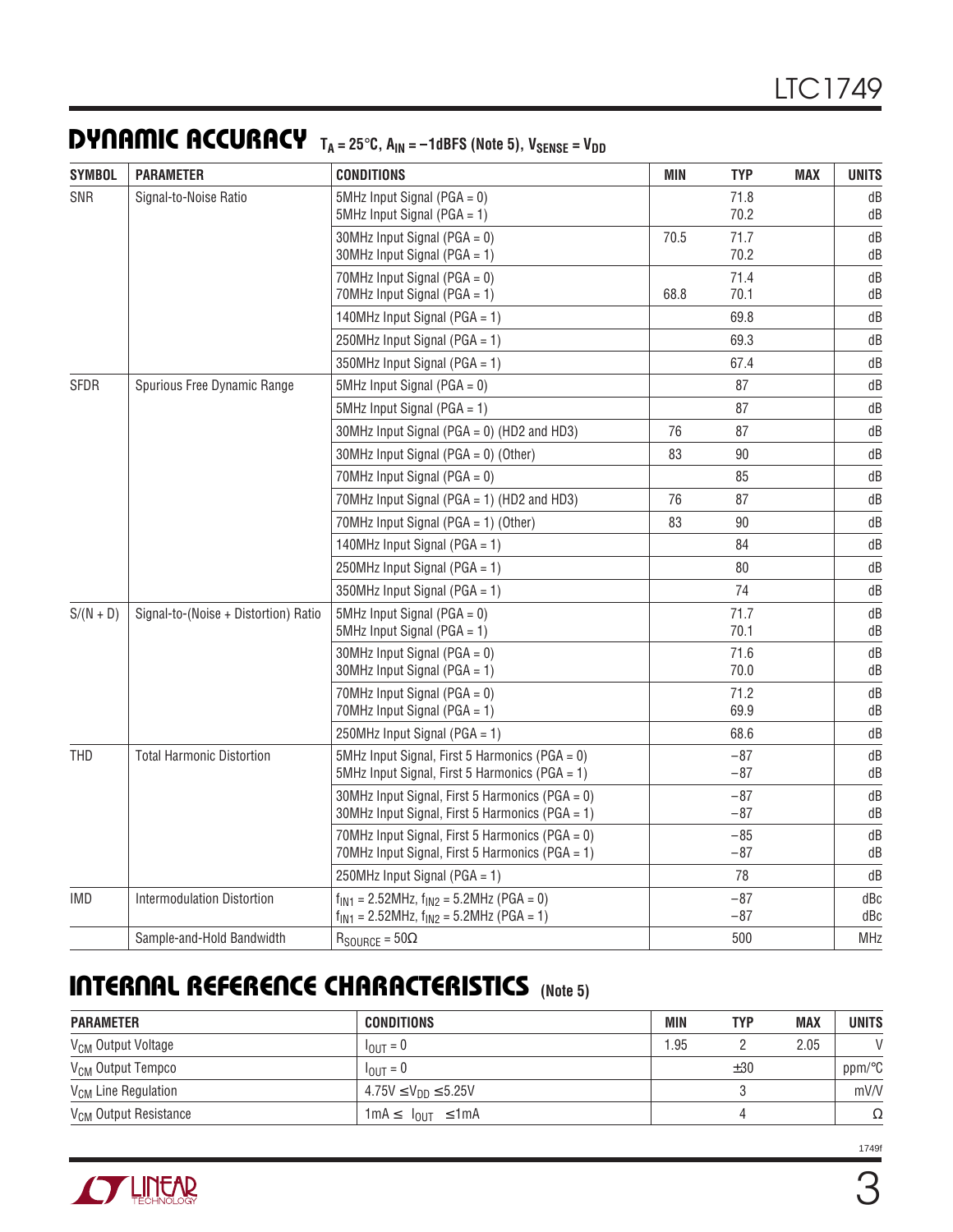## DYNAMIC ACCURACY $T_A = 25°C$, $A_{IN} = –1dBFS$ (Note 5), $V_{SENSE} = V_{DD}$

| SYMBOL | PARAMETER | CONDITIONS | MIN | TYP | MAX | UNITS |
|---|---|---|---|---|---|---|
| SNR | Signal-to-Noise Ratio | 5MHz Input Signal (PGA = 0) | | 71.8 | | dB |
| | | 5MHz Input Signal (PGA = 1) | | 70.2 | | dB |
| | | 30MHz Input Signal (PGA = 0) | 70.5 | 71.7 | | dB |
| | | 30MHz Input Signal (PGA = 1) | | 70.2 | | dB |
| | | 70MHz Input Signal (PGA = 0) | | 71.4 | | dB |
| | | 70MHz Input Signal (PGA = 1) | 68.8 | 70.1 | | dB |
| | | 140MHz Input Signal (PGA = 1) | | 69.8 | | dB |
| | | 250MHz Input Signal (PGA = 1) | | 69.3 | | dB |
| | | 350MHz Input Signal (PGA = 1) | | 67.4 | | dB |
| SFDR | Spurious Free Dynamic Range | 5MHz Input Signal (PGA = 0) | | 87 | | dB |
| | | 5MHz Input Signal (PGA = 1) | | 87 | | dB |
| | | 30MHz Input Signal (PGA = 0) (HD2 and HD3) | 76 | 87 | | dB |
| | | 30MHz Input Signal (PGA = 0) (Other) | 83 | 90 | | dB |
| | | 70MHz Input Signal (PGA = 0) | | 85 | | dB |
| | | 70MHz Input Signal (PGA = 1) (HD2 and HD3) | 76 | 87 | | dB |
| | | 70MHz Input Signal (PGA = 1) (Other) | 83 | 90 | | dB |
| | | 140MHz Input Signal (PGA = 1) | | 84 | | dB |
| | | 250MHz Input Signal (PGA = 1) | | 80 | | dB |
| | | 350MHz Input Signal (PGA = 1) | | 74 | | dB |
| S/(N + D) | Signal-to-(Noise + Distortion) Ratio | 5MHz Input Signal (PGA = 0) | | 71.7 | | dB |
| | | 5MHz Input Signal (PGA = 1) | | 70.1 | | dB |
| | | 30MHz Input Signal (PGA = 0) | | 71.6 | | dB |
| | | 30MHz Input Signal (PGA = 1) | | 70.0 | | dB |
| | | 70MHz Input Signal (PGA = 0) | | 71.2 | | dB |
| | | 70MHz Input Signal (PGA = 1) | | 69.9 | | dB |
| | | 250MHz Input Signal (PGA = 1) | | 68.6 | | dB |
| THD | Total Harmonic Distortion | 5MHz Input Signal, First 5 Harmonics (PGA = 0) | | –87 | | dB |
| | | 5MHz Input Signal, First 5 Harmonics (PGA = 1) | | –87 | | dB |
| | | 30MHz Input Signal, First 5 Harmonics (PGA = 0) | | –87 | | dB |
| | | 30MHz Input Signal, First 5 Harmonics (PGA = 1) | | –87 | | dB |
| | | 70MHz Input Signal, First 5 Harmonics (PGA = 0) | | –85 | | dB |
| | | 70MHz Input Signal, First 5 Harmonics (PGA = 1) | | –87 | | dB |
| | | 250MHz Input Signal (PGA = 1) | | 78 | | dB |
| IMD | Intermodulation Distortion | $f_{IN1}$ = 2.52MHz, $f_{IN2}$ = 5.2MHz (PGA = 0) | | –87 | | dBc |
| | | $f_{IN1}$ = 2.52MHz, $f_{IN2}$ = 5.2MHz (PGA = 1) | | –87 | | dBc |
| | Sample-and-Hold Bandwidth | $R_{SOURCE}$ = 50Ω | | 500 | | MHz |

## INTERNAL REFERENCE CHARACTERISTICS (Note 5)

| PARAMETER | CONDITIONS | MIN | TYP | MAX | UNITS |
|---|---|---|---|---|---|
| $V_{CM}$ Output Voltage | $I_{OUT}$ = 0 | 1.95 | 2 | 2.05 | V |
| $V_{CM}$ Output Tempco | $I_{OUT}$ = 0 | | ±30 | | ppm/°C |
| $V_{CM}$ Line Regulation | 4.75V ≤ $V_{DD}$ ≤ 5.25V | | 3 | | mV/V |
| $V_{CM}$ Output Resistance | 1mA ≤ $I_{OUT}$ ≤ 1mA | | 4 | | Ω |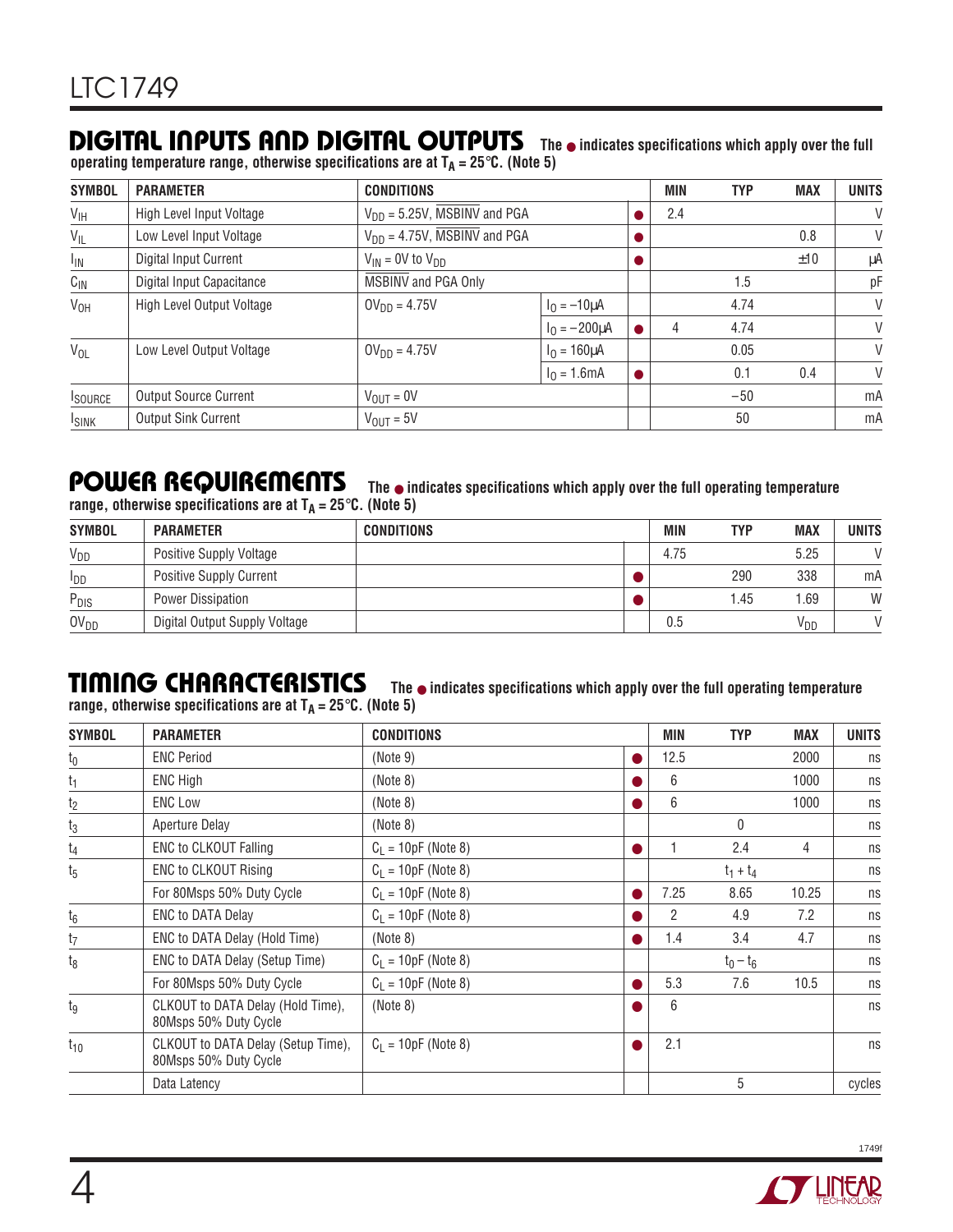## DIGITAL INPUTS AND DIGITAL OUTPUTS

The ● indicates specifications which apply over the full operating temperature range, otherwise specifications are at $T_A = 25°C$. (Note 5)

| SYMBOL | PARAMETER | CONDITIONS | | | MIN | TYP | MAX | UNITS |
|---|---|---|---|---|---|---|---|---|
| $V_{IH}$ | High Level Input Voltage | $V_{DD}$ = 5.25V, $\overline{MSBINV}$ and PGA | | ● | 2.4 | | | V |
| $V_{IL}$ | Low Level Input Voltage | $V_{DD}$ = 4.75V, $\overline{MSBINV}$ and PGA | | ● | | | 0.8 | V |
| $I_{IN}$ | Digital Input Current | $V_{IN}$ = 0V to $V_{DD}$ | | ● | | | ±10 | µA |
| $C_{IN}$ | Digital Input Capacitance | $\overline{MSBINV}$ and PGA Only | | | | 1.5 | | pF |
| $V_{OH}$ | High Level Output Voltage | $OV_{DD}$ = 4.75V | $I_O$ = –10µA | | | 4.74 | | V |
| | | | $I_O$ = –200µA | ● | 4 | 4.74 | | V |
| $V_{OL}$ | Low Level Output Voltage | $OV_{DD}$ = 4.75V | $I_O$ = 160µA | | | 0.05 | | V |
| | | | $I_O$ = 1.6mA | ● | | 0.1 | 0.4 | V |
| $I_{SOURCE}$ | Output Source Current | $V_{OUT}$ = 0V | | | | –50 | | mA |
| $I_{SINK}$ | Output Sink Current | $V_{OUT}$ = 5V | | | | 50 | | mA |

## POWER REQUIREMENTS

The ● indicates specifications which apply over the full operating temperature range, otherwise specifications are at $T_A = 25°C$. (Note 5)

| SYMBOL | PARAMETER | CONDITIONS | | MIN | TYP | MAX | UNITS |
|---|---|---|---|---|---|---|---|
| $V_{DD}$ | Positive Supply Voltage | | | 4.75 | | 5.25 | V |
| $I_{DD}$ | Positive Supply Current | | ● | | 290 | 338 | mA |
| $P_{DIS}$ | Power Dissipation | | ● | | 1.45 | 1.69 | W |
| $OV_{DD}$ | Digital Output Supply Voltage | | | 0.5 | | $V_{DD}$ | V |

## TIMING CHARACTERISTICS

The ● indicates specifications which apply over the full operating temperature range, otherwise specifications are at $T_A = 25°C$. (Note 5)

| SYMBOL | PARAMETER | CONDITIONS | | MIN | TYP | MAX | UNITS |
|---|---|---|---|---|---|---|---|
| $t_0$ | ENC Period | (Note 9) | ● | 12.5 | | 2000 | ns |
| $t_1$ | ENC High | (Note 8) | ● | 6 | | 1000 | ns |
| $t_2$ | ENC Low | (Note 8) | ● | 6 | | 1000 | ns |
| $t_3$ | Aperture Delay | (Note 8) | | | 0 | | ns |
| $t_4$ | ENC to CLKOUT Falling | $C_L$ = 10pF (Note 8) | ● | 1 | 2.4 | 4 | ns |
| $t_5$ | ENC to CLKOUT Rising | $C_L$ = 10pF (Note 8) | | | $t_1 + t_4$ | | ns |
| | For 80Msps 50% Duty Cycle | $C_L$ = 10pF (Note 8) | ● | 7.25 | 8.65 | 10.25 | ns |
| $t_6$ | ENC to DATA Delay | $C_L$ = 10pF (Note 8) | ● | 2 | 4.9 | 7.2 | ns |
| $t_7$ | ENC to DATA Delay (Hold Time) | (Note 8) | ● | 1.4 | 3.4 | 4.7 | ns |
| $t_8$ | ENC to DATA Delay (Setup Time) | $C_L$ = 10pF (Note 8) | | | $t_0 - t_6$ | | ns |
| | For 80Msps 50% Duty Cycle | $C_L$ = 10pF (Note 8) | ● | 5.3 | 7.6 | 10.5 | ns |
| $t_9$ | CLKOUT to DATA Delay (Hold Time), 80Msps 50% Duty Cycle | (Note 8) | ● | 6 | | | ns |
| $t_{10}$ | CLKOUT to DATA Delay (Setup Time), 80Msps 50% Duty Cycle | $C_L$ = 10pF (Note 8) | ● | 2.1 | | | ns |
| | Data Latency | | | | 5 | | cycles |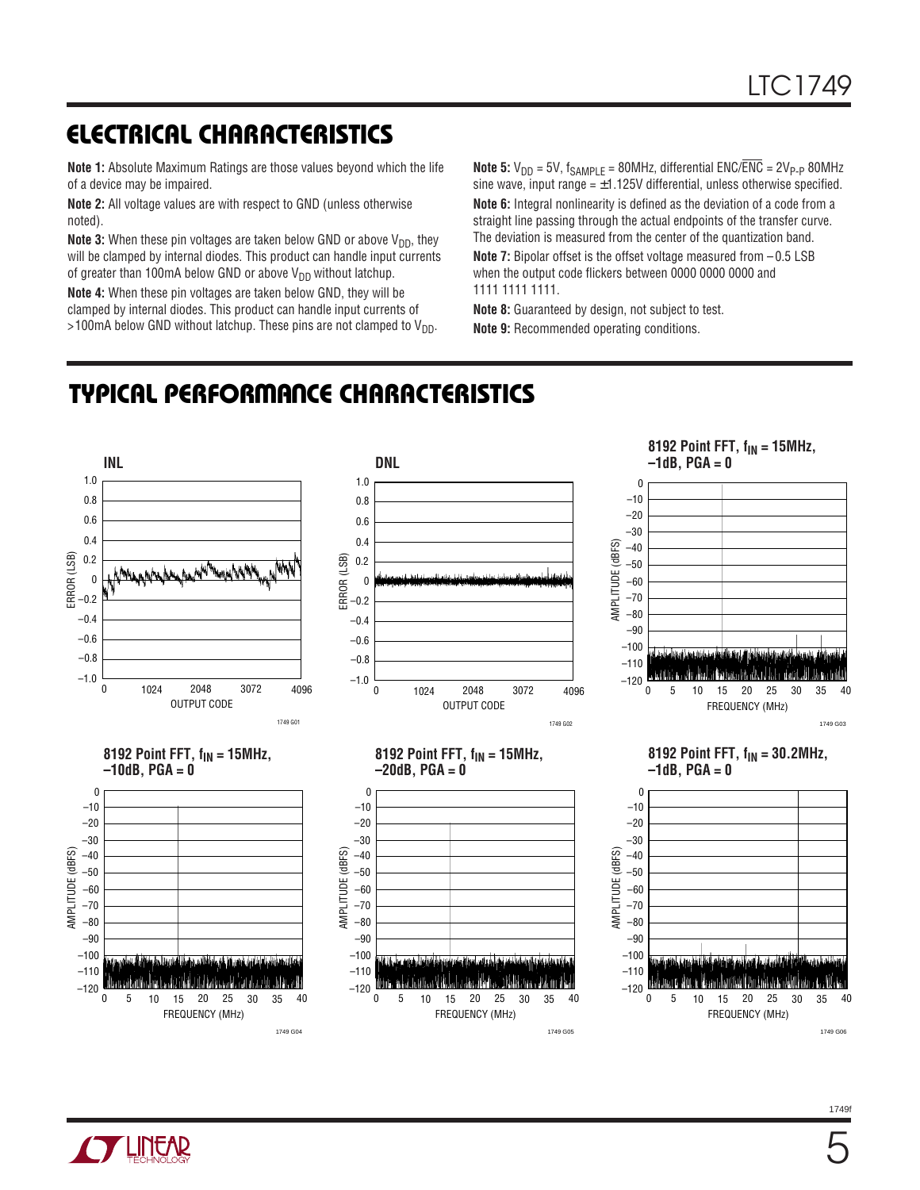## ELECTRICAL CHARACTERISTICS

**Note 1:** Absolute Maximum Ratings are those values beyond which the life of a device may be impaired.

**Note 2:** All voltage values are with respect to GND (unless otherwise noted).

**Note 3:** When these pin voltages are taken below GND or above $V_{DD}$, they will be clamped by internal diodes. This product can handle input currents of greater than 100mA below GND or above $V_{DD}$ without latchup.

**Note 4:** When these pin voltages are taken below GND, they will be clamped by internal diodes. This product can handle input currents of >100mA below GND without latchup. These pins are not clamped to $V_{DD}$.

**Note 5:** $V_{DD}$ = 5V, $f_{SAMPLE}$ = 80MHz, differential ENC/$\overline{ENC}$ = $2V_{P-P}$ 80MHz sine wave, input range = ±1.125V differential, unless otherwise specified.

**Note 6:** Integral nonlinearity is defined as the deviation of a code from a straight line passing through the actual endpoints of the transfer curve. The deviation is measured from the center of the quantization band.

**Note 7:** Bipolar offset is the offset voltage measured from –0.5 LSB when the output code flickers between 0000 0000 0000 and 1111 1111 1111.

**Note 8:** Guaranteed by design, not subject to test.

**Note 9:** Recommended operating conditions.

## TYPICAL PERFORMANCE CHARACTERISTICS

INL

1749 G01

DNL

1749 G02

8192 Point FFT, $f_{IN}$ = 15MHz, –1dB, PGA = 0

1749 G03

8192 Point FFT, $f_{IN}$ = 15MHz, –10dB, PGA = 0

1749 G04

8192 Point FFT, $f_{IN}$ = 15MHz, –20dB, PGA = 0

1749 G05

8192 Point FFT, $f_{IN}$ = 30.2MHz, –1dB, PGA = 0

1749 G06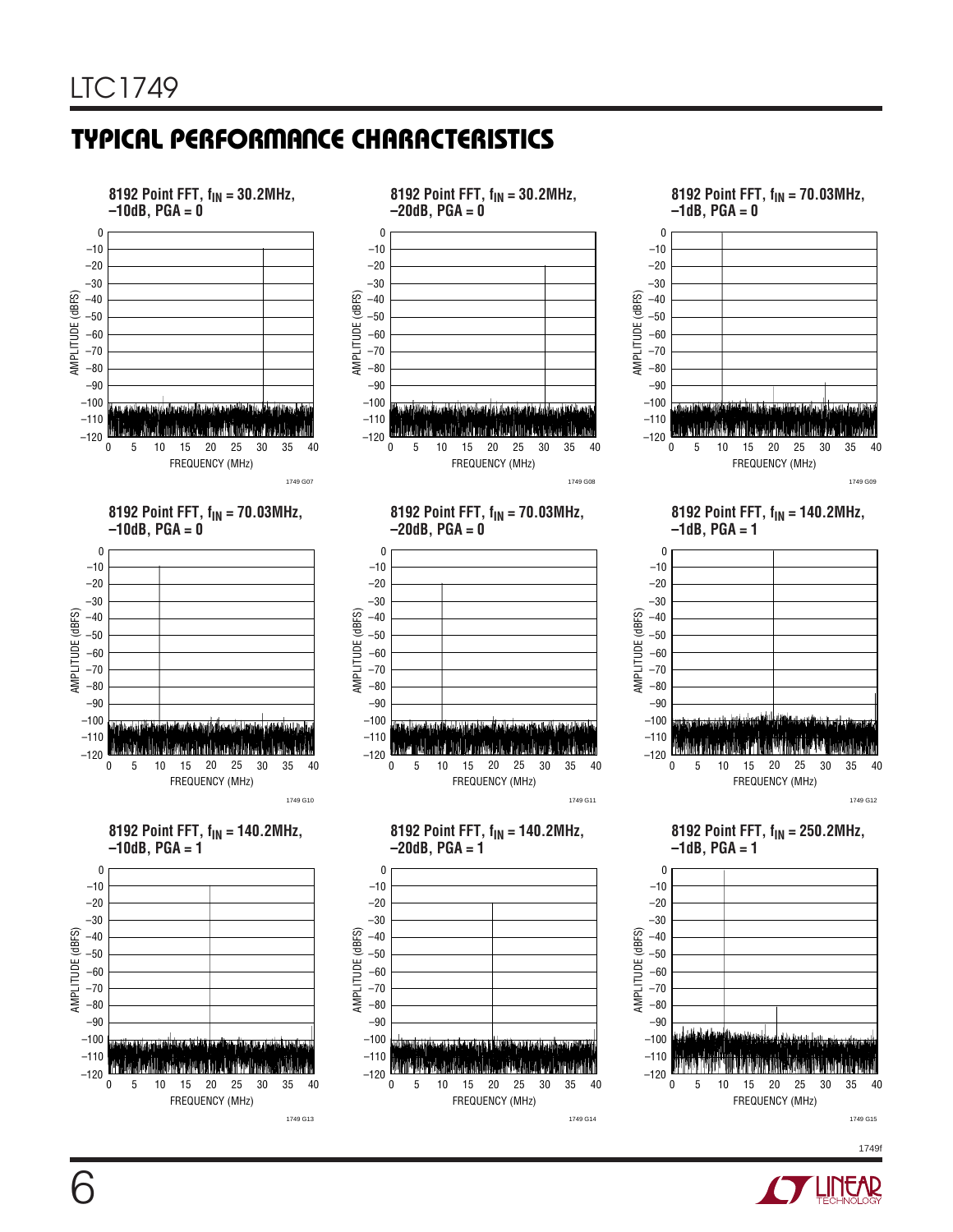## TYPICAL PERFORMANCE CHARACTERISTICS

**8192 Point FFT, $f_{IN}$ = 30.2MHz, –10dB, PGA = 0**

AMPLITUDE (dBFS) vs FREQUENCY (MHz)

1749 G07

**8192 Point FFT, $f_{IN}$ = 30.2MHz, –20dB, PGA = 0**

AMPLITUDE (dBFS) vs FREQUENCY (MHz)

1749 G08

**8192 Point FFT, $f_{IN}$ = 70.03MHz, –1dB, PGA = 0**

AMPLITUDE (dBFS) vs FREQUENCY (MHz)

1749 G09

**8192 Point FFT, $f_{IN}$ = 70.03MHz, –10dB, PGA = 0**

AMPLITUDE (dBFS) vs FREQUENCY (MHz)

1749 G10

**8192 Point FFT, $f_{IN}$ = 70.03MHz, –20dB, PGA = 0**

AMPLITUDE (dBFS) vs FREQUENCY (MHz)

1749 G11

**8192 Point FFT, $f_{IN}$ = 140.2MHz, –1dB, PGA = 1**

AMPLITUDE (dBFS) vs FREQUENCY (MHz)

1749 G12

**8192 Point FFT, $f_{IN}$ = 140.2MHz, –10dB, PGA = 1**

AMPLITUDE (dBFS) vs FREQUENCY (MHz)

1749 G13

**8192 Point FFT, $f_{IN}$ = 140.2MHz, –20dB, PGA = 1**

AMPLITUDE (dBFS) vs FREQUENCY (MHz)

1749 G14

**8192 Point FFT, $f_{IN}$ = 250.2MHz, –1dB, PGA = 1**

AMPLITUDE (dBFS) vs FREQUENCY (MHz)

1749 G15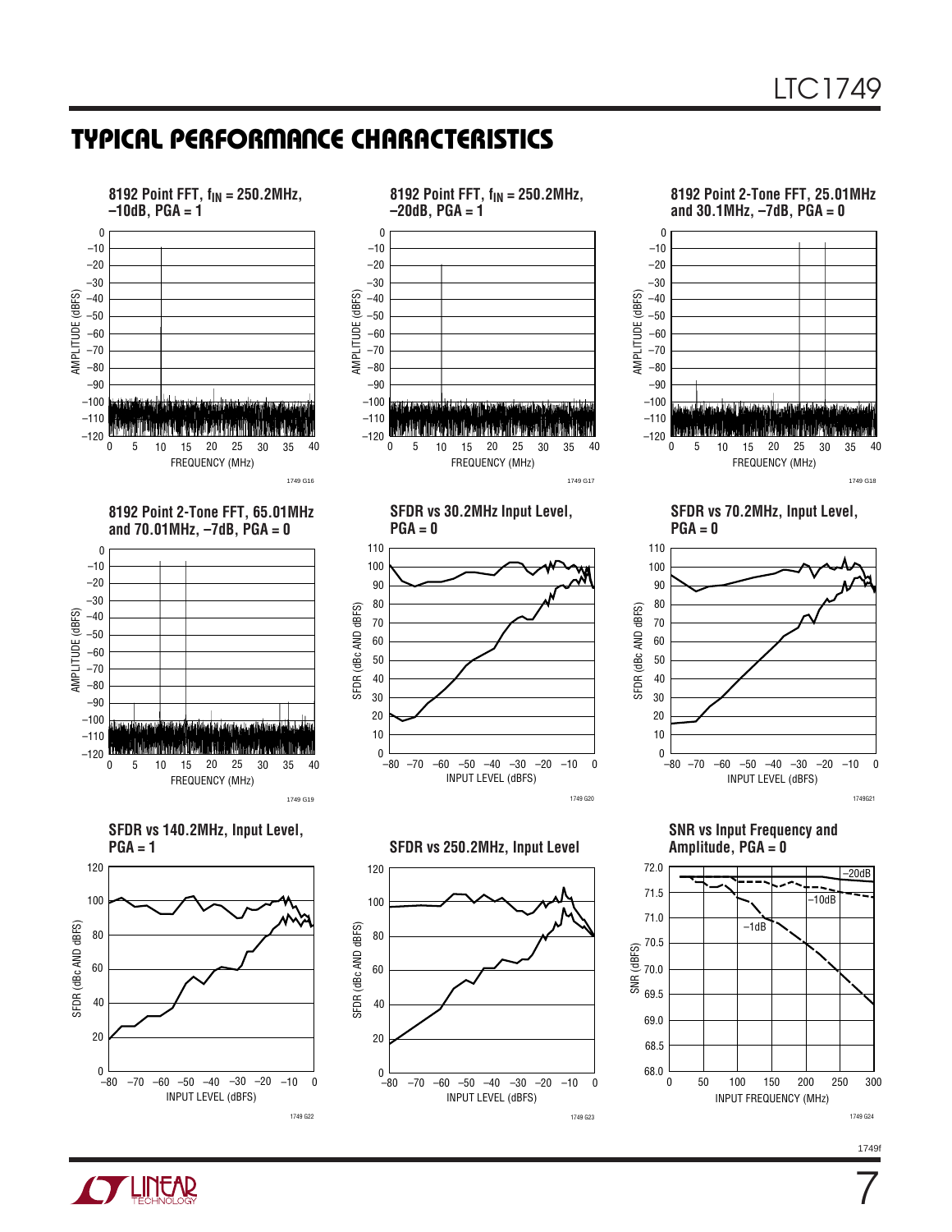## TYPICAL PERFORMANCE CHARACTERISTICS

**8192 Point FFT, $f_{IN}$ = 250.2MHz, –10dB, PGA = 1**

AMPLITUDE (dBFS) vs FREQUENCY (MHz)

1749 G16

**8192 Point FFT, $f_{IN}$ = 250.2MHz, –20dB, PGA = 1**

AMPLITUDE (dBFS) vs FREQUENCY (MHz)

1749 G17

**8192 Point 2-Tone FFT, 25.01MHz and 30.1MHz, –7dB, PGA = 0**

AMPLITUDE (dBFS) vs FREQUENCY (MHz)

1749 G18

**8192 Point 2-Tone FFT, 65.01MHz and 70.01MHz, –7dB, PGA = 0**

AMPLITUDE (dBFS) vs FREQUENCY (MHz)

1749 G19

**SFDR vs 30.2MHz Input Level, PGA = 0**

SFDR (dBc AND dBFS) vs INPUT LEVEL (dBFS)

1749 G20

**SFDR vs 70.2MHz, Input Level, PGA = 0**

SFDR (dBc AND dBFS) vs INPUT LEVEL (dBFS)

1749G21

**SFDR vs 140.2MHz, Input Level, PGA = 1**

SFDR (dBc AND dBFS) vs INPUT LEVEL (dBFS)

1749 G22

**SFDR vs 250.2MHz, Input Level**

SFDR (dBc AND dBFS) vs INPUT LEVEL (dBFS)

1749 G23

**SNR vs Input Frequency and Amplitude, PGA = 0**

SNR (dBFS) vs INPUT FREQUENCY (MHz); curves: –20dB, –10dB, –1dB

1749 G24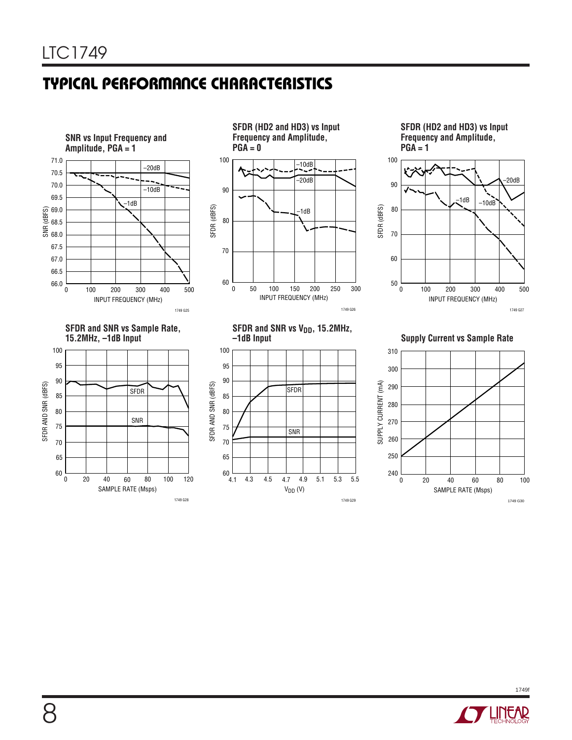## TYPICAL PERFORMANCE CHARACTERISTICS

**SNR vs Input Frequency and Amplitude, PGA = 1**

SNR (dBFS) vs INPUT FREQUENCY (MHz); curves: –20dB, –10dB, –1dB

1749 G25

**SFDR (HD2 and HD3) vs Input Frequency and Amplitude, PGA = 0**

SFDR (dBFS) vs INPUT FREQUENCY (MHz); curves: –10dB, –20dB, –1dB

1749 G26

**SFDR (HD2 and HD3) vs Input Frequency and Amplitude, PGA = 1**

SFDR (dBFS) vs INPUT FREQUENCY (MHz); curves: –20dB, –10dB, –1dB

1749 G27

**SFDR and SNR vs Sample Rate, 15.2MHz, –1dB Input**

SFDR AND SNR (dBFS) vs SAMPLE RATE (Msps); curves: SFDR, SNR

1749 G28

**SFDR and SNR vs $V_{DD}$, 15.2MHz, –1dB Input**

SFDR AND SNR (dBFS) vs $V_{DD}$ (V); curves: SFDR, SNR

1749 G29

**Supply Current vs Sample Rate**

SUPPLY CURRENT (mA) vs SAMPLE RATE (Msps)

1749 G30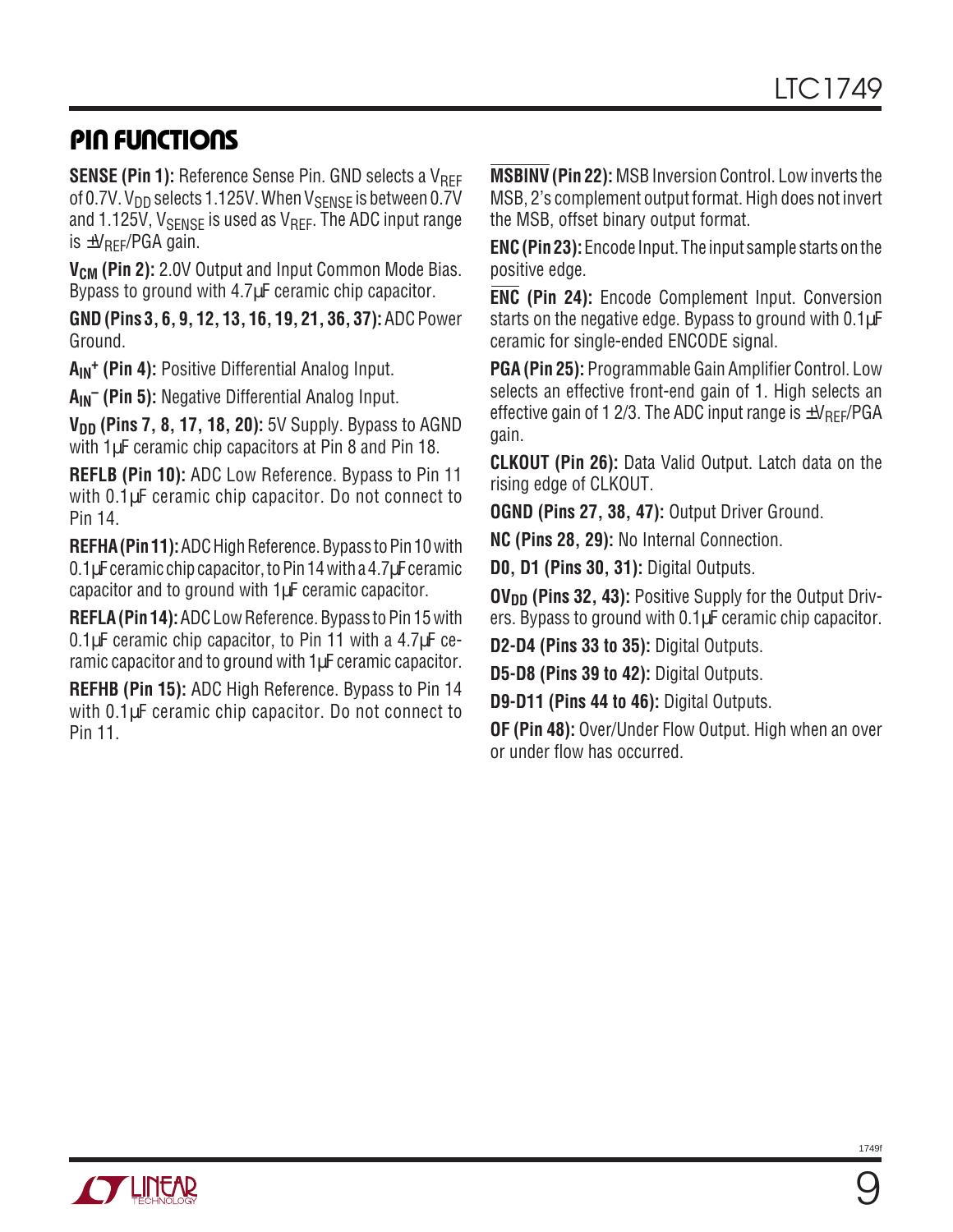## PIN FUNCTIONS

**SENSE (Pin 1):** Reference Sense Pin. GND selects a $V_{REF}$ of 0.7V. $V_{DD}$ selects 1.125V. When $V_{SENSE}$ is between 0.7V and 1.125V, $V_{SENSE}$ is used as $V_{REF}$. The ADC input range is $\pm V_{REF}$/PGA gain.

**$V_{CM}$ (Pin 2):** 2.0V Output and Input Common Mode Bias. Bypass to ground with 4.7µF ceramic chip capacitor.

**GND (Pins 3, 6, 9, 12, 13, 16, 19, 21, 36, 37):** ADC Power Ground.

**$A_{IN}^+$ (Pin 4):** Positive Differential Analog Input.

**$A_{IN}^-$ (Pin 5):** Negative Differential Analog Input.

**$V_{DD}$ (Pins 7, 8, 17, 18, 20):** 5V Supply. Bypass to AGND with 1µF ceramic chip capacitors at Pin 8 and Pin 18.

**REFLB (Pin 10):** ADC Low Reference. Bypass to Pin 11 with 0.1µF ceramic chip capacitor. Do not connect to Pin 14.

**REFHA (Pin 11):** ADC High Reference. Bypass to Pin 10 with 0.1µF ceramic chip capacitor, to Pin 14 with a 4.7µF ceramic capacitor and to ground with 1µF ceramic capacitor.

**REFLA (Pin 14):** ADC Low Reference. Bypass to Pin 15 with 0.1µF ceramic chip capacitor, to Pin 11 with a 4.7µF ceramic capacitor and to ground with 1µF ceramic capacitor.

**REFHB (Pin 15):** ADC High Reference. Bypass to Pin 14 with 0.1µF ceramic chip capacitor. Do not connect to Pin 11.

**$\overline{\text{MSBINV}}$ (Pin 22):** MSB Inversion Control. Low inverts the MSB, 2's complement output format. High does not invert the MSB, offset binary output format.

**ENC (Pin 23):** Encode Input. The input sample starts on the positive edge.

**$\overline{\text{ENC}}$ (Pin 24):** Encode Complement Input. Conversion starts on the negative edge. Bypass to ground with 0.1µF ceramic for single-ended ENCODE signal.

**PGA (Pin 25):** Programmable Gain Amplifier Control. Low selects an effective front-end gain of 1. High selects an effective gain of 1 2/3. The ADC input range is $\pm V_{REF}$/PGA gain.

**CLKOUT (Pin 26):** Data Valid Output. Latch data on the rising edge of CLKOUT.

**OGND (Pins 27, 38, 47):** Output Driver Ground.

**NC (Pins 28, 29):** No Internal Connection.

**D0, D1 (Pins 30, 31):** Digital Outputs.

**$OV_{DD}$ (Pins 32, 43):** Positive Supply for the Output Drivers. Bypass to ground with 0.1µF ceramic chip capacitor.

**D2-D4 (Pins 33 to 35):** Digital Outputs.

**D5-D8 (Pins 39 to 42):** Digital Outputs.

**D9-D11 (Pins 44 to 46):** Digital Outputs.

**OF (Pin 48):** Over/Under Flow Output. High when an over or under flow has occurred.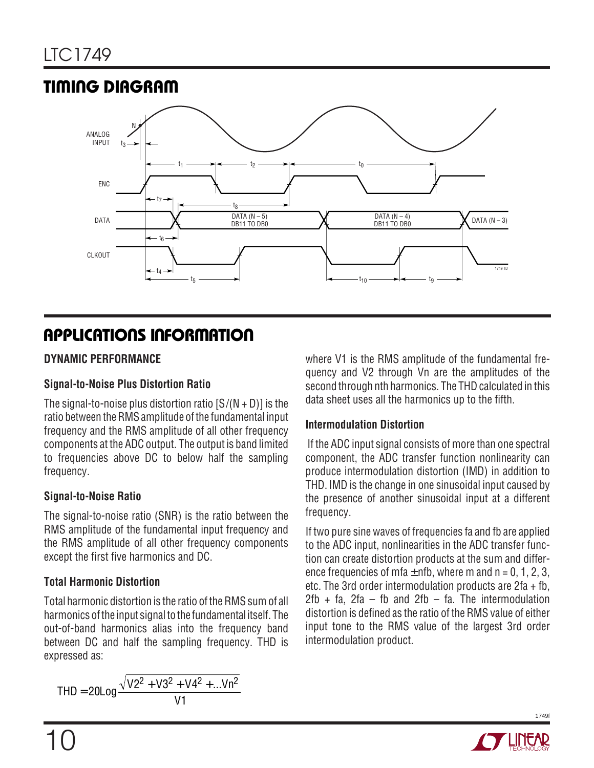## TIMING DIAGRAM

## APPLICATIONS INFORMATION

### DYNAMIC PERFORMANCE

#### Signal-to-Noise Plus Distortion Ratio

The signal-to-noise plus distortion ratio [S/(N + D)] is the ratio between the RMS amplitude of the fundamental input frequency and the RMS amplitude of all other frequency components at the ADC output. The output is band limited to frequencies above DC to below half the sampling frequency.

#### Signal-to-Noise Ratio

The signal-to-noise ratio (SNR) is the ratio between the RMS amplitude of the fundamental input frequency and the RMS amplitude of all other frequency components except the first five harmonics and DC.

#### Total Harmonic Distortion

Total harmonic distortion is the ratio of the RMS sum of all harmonics of the input signal to the fundamental itself. The out-of-band harmonics alias into the frequency band between DC and half the sampling frequency. THD is expressed as:

$$THD = 20Log\frac{\sqrt{V2^2 + V3^2 + V4^2 + \ldots Vn^2}}{V1}$$

where V1 is the RMS amplitude of the fundamental frequency and V2 through Vn are the amplitudes of the second through nth harmonics. The THD calculated in this data sheet uses all the harmonics up to the fifth.

#### Intermodulation Distortion

If the ADC input signal consists of more than one spectral component, the ADC transfer function nonlinearity can produce intermodulation distortion (IMD) in addition to THD. IMD is the change in one sinusoidal input caused by the presence of another sinusoidal input at a different frequency.

If two pure sine waves of frequencies fa and fb are applied to the ADC input, nonlinearities in the ADC transfer function can create distortion products at the sum and difference frequencies of mfa ± nfb, where m and n = 0, 1, 2, 3, etc. The 3rd order intermodulation products are 2fa + fb, 2fb + fa, 2fa – fb and 2fb – fa. The intermodulation distortion is defined as the ratio of the RMS value of either input tone to the RMS value of the largest 3rd order intermodulation product.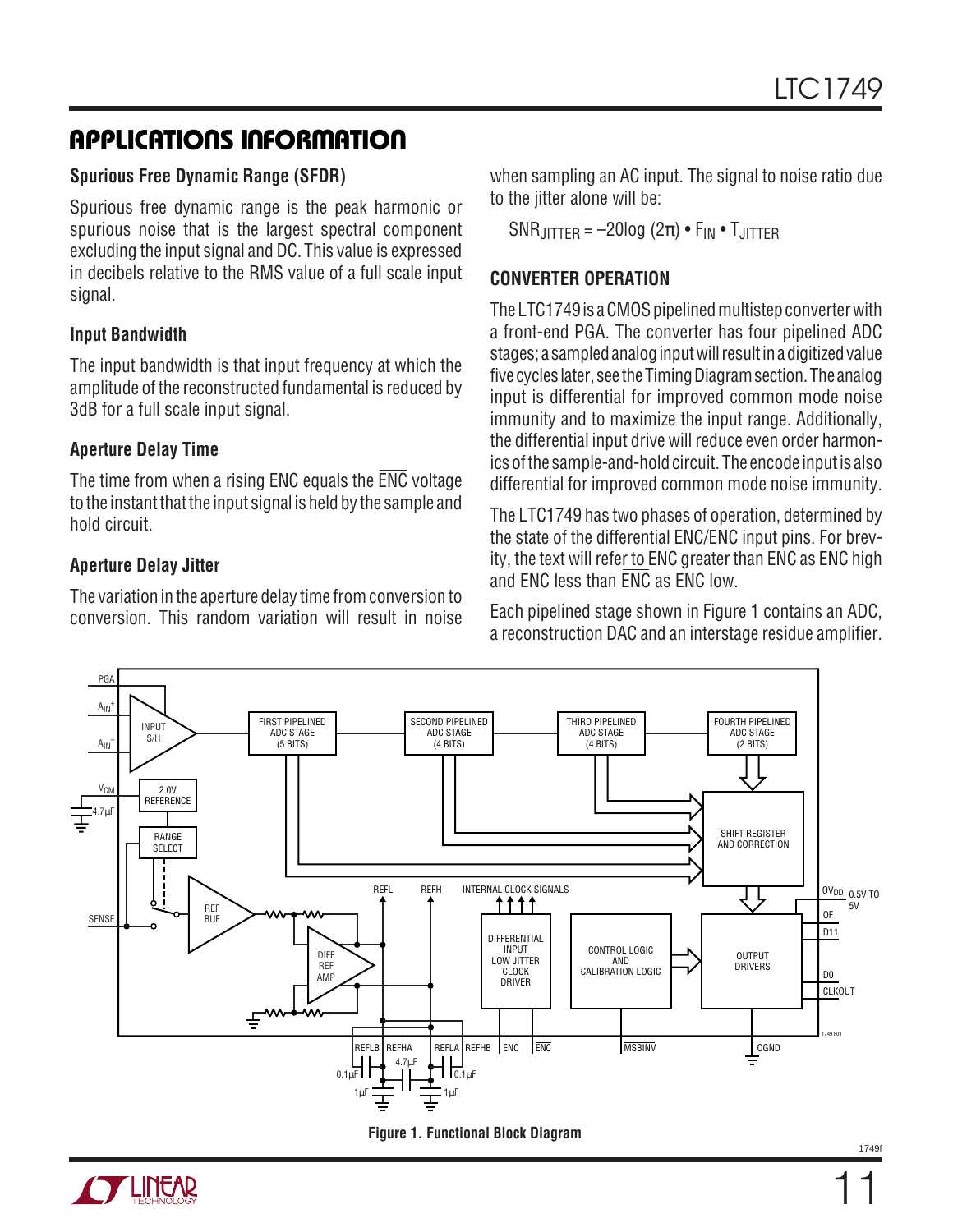## APPLICATIONS INFORMATION

### Spurious Free Dynamic Range (SFDR)

Spurious free dynamic range is the peak harmonic or spurious noise that is the largest spectral component excluding the input signal and DC. This value is expressed in decibels relative to the RMS value of a full scale input signal.

### Input Bandwidth

The input bandwidth is that input frequency at which the amplitude of the reconstructed fundamental is reduced by 3dB for a full scale input signal.

### Aperture Delay Time

The time from when a rising ENC equals the $\overline{ENC}$ voltage to the instant that the input signal is held by the sample and hold circuit.

### Aperture Delay Jitter

The variation in the aperture delay time from conversion to conversion. This random variation will result in noise when sampling an AC input. The signal to noise ratio due to the jitter alone will be:

$$SNR_{JITTER} = -20\log(2\pi) \bullet F_{IN} \bullet T_{JITTER}$$

### CONVERTER OPERATION

The LTC1749 is a CMOS pipelined multistep converter with a front-end PGA. The converter has four pipelined ADC stages; a sampled analog input will result in a digitized value five cycles later, see the Timing Diagram section. The analog input is differential for improved common mode noise immunity and to maximize the input range. Additionally, the differential input drive will reduce even order harmonics of the sample-and-hold circuit. The encode input is also differential for improved common mode noise immunity.

The LTC1749 has two phases of operation, determined by the state of the differential ENC/$\overline{ENC}$ input pins. For brevity, the text will refer to ENC greater than $\overline{ENC}$ as ENC high and ENC less than $\overline{ENC}$ as ENC low.

Each pipelined stage shown in Figure 1 contains an ADC, a reconstruction DAC and an interstage residue amplifier.

**Figure 1. Functional Block Diagram**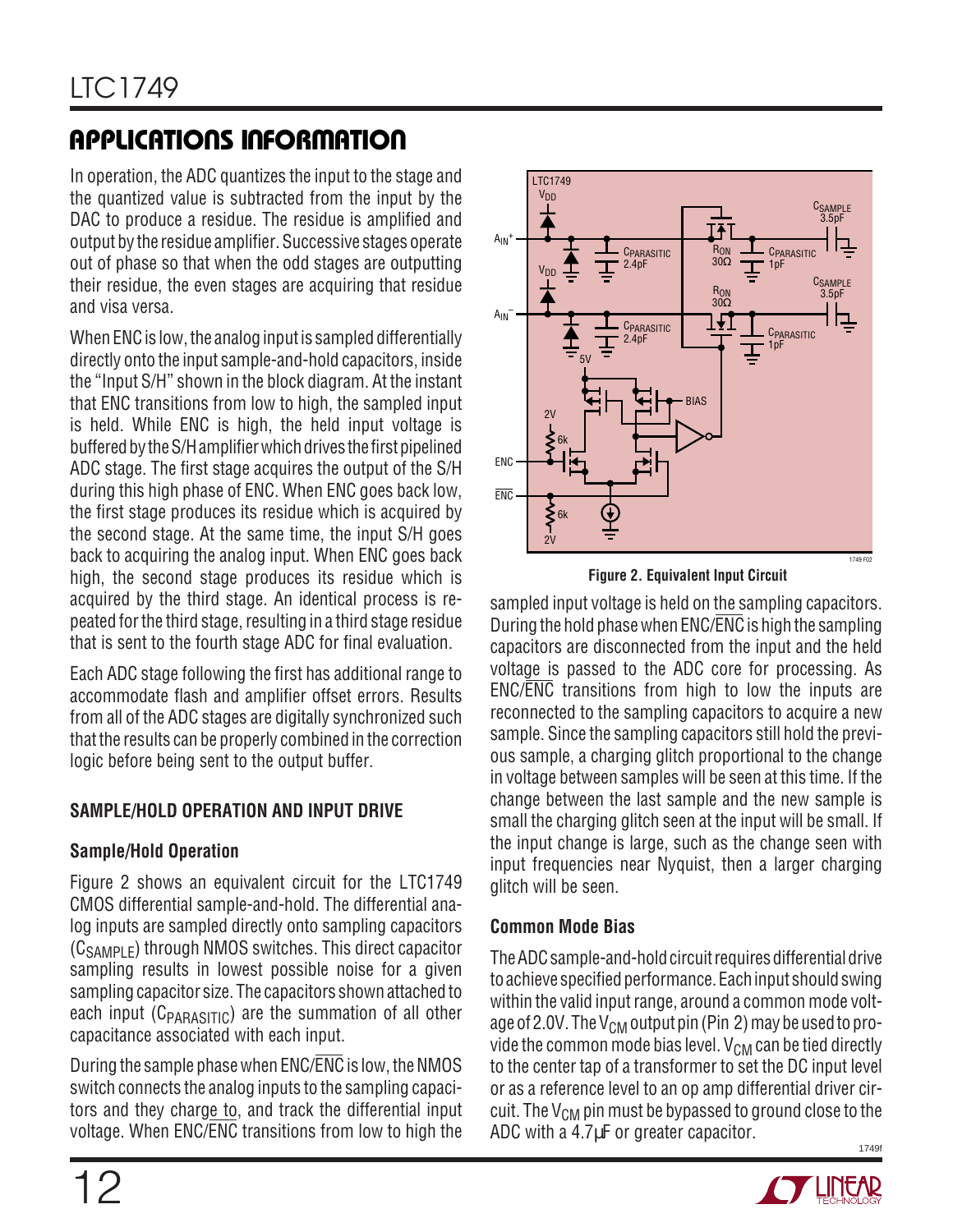## APPLICATIONS INFORMATION

In operation, the ADC quantizes the input to the stage and the quantized value is subtracted from the input by the DAC to produce a residue. The residue is amplified and output by the residue amplifier. Successive stages operate out of phase so that when the odd stages are outputting their residue, the even stages are acquiring that residue and visa versa.

When ENC is low, the analog input is sampled differentially directly onto the input sample-and-hold capacitors, inside the "Input S/H" shown in the block diagram. At the instant that ENC transitions from low to high, the sampled input is held. While ENC is high, the held input voltage is buffered by the S/H amplifier which drives the first pipelined ADC stage. The first stage acquires the output of the S/H during this high phase of ENC. When ENC goes back low, the first stage produces its residue which is acquired by the second stage. At the same time, the input S/H goes back to acquiring the analog input. When ENC goes back high, the second stage produces its residue which is acquired by the third stage. An identical process is repeated for the third stage, resulting in a third stage residue that is sent to the fourth stage ADC for final evaluation.

Each ADC stage following the first has additional range to accommodate flash and amplifier offset errors. Results from all of the ADC stages are digitally synchronized such that the results can be properly combined in the correction logic before being sent to the output buffer.

### SAMPLE/HOLD OPERATION AND INPUT DRIVE

#### Sample/Hold Operation

Figure 2 shows an equivalent circuit for the LTC1749 CMOS differential sample-and-hold. The differential analog inputs are sampled directly onto sampling capacitors ($C_{SAMPLE}$) through NMOS switches. This direct capacitor sampling results in lowest possible noise for a given sampling capacitor size. The capacitors shown attached to each input ($C_{PARASITIC}$) are the summation of all other capacitance associated with each input.

During the sample phase when ENC/$\overline{\text{ENC}}$ is low, the NMOS switch connects the analog inputs to the sampling capacitors and they charge to, and track the differential input voltage. When ENC/$\overline{\text{ENC}}$ transitions from low to high the sampled input voltage is held on the sampling capacitors. During the hold phase when ENC/$\overline{\text{ENC}}$ is high the sampling capacitors are disconnected from the input and the held voltage is passed to the ADC core for processing. As ENC/$\overline{\text{ENC}}$ transitions from high to low the inputs are reconnected to the sampling capacitors to acquire a new sample. Since the sampling capacitors still hold the previous sample, a charging glitch proportional to the change in voltage between samples will be seen at this time. If the change between the last sample and the new sample is small the charging glitch seen at the input will be small. If the input change is large, such as the change seen with input frequencies near Nyquist, then a larger charging glitch will be seen.

**Figure 2. Equivalent Input Circuit**

#### Common Mode Bias

The ADC sample-and-hold circuit requires differential drive to achieve specified performance. Each input should swing within the valid input range, around a common mode voltage of 2.0V. The $V_{CM}$ output pin (Pin 2) may be used to provide the common mode bias level. $V_{CM}$ can be tied directly to the center tap of a transformer to set the DC input level or as a reference level to an op amp differential driver circuit. The $V_{CM}$ pin must be bypassed to ground close to the ADC with a 4.7µF or greater capacitor.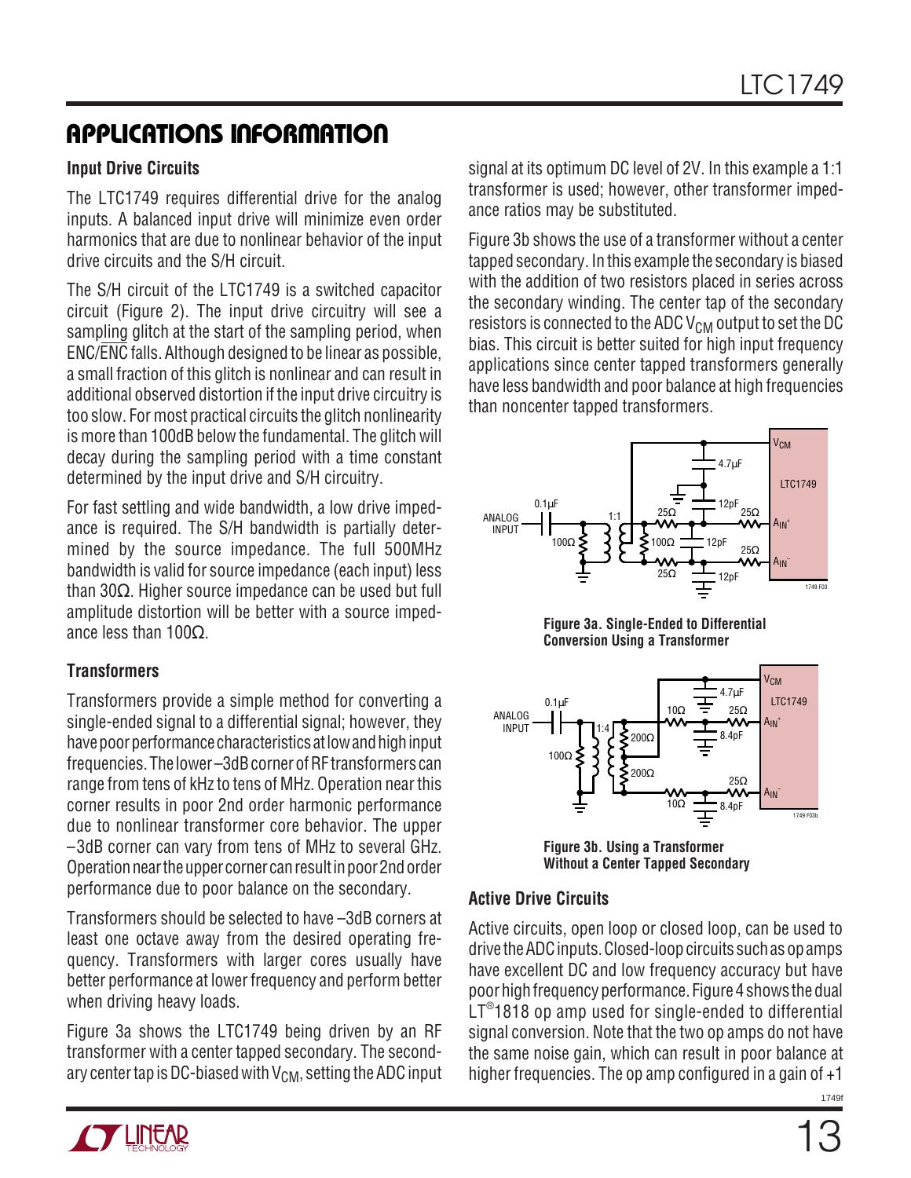## APPLICATIONS INFORMATION

### Input Drive Circuits

The LTC1749 requires differential drive for the analog inputs. A balanced input drive will minimize even order harmonics that are due to nonlinear behavior of the input drive circuits and the S/H circuit.

The S/H circuit of the LTC1749 is a switched capacitor circuit (Figure 2). The input drive circuitry will see a sampling glitch at the start of the sampling period, when ENC/$\overline{ENC}$ falls. Although designed to be linear as possible, a small fraction of this glitch is nonlinear and can result in additional observed distortion if the input drive circuitry is too slow. For most practical circuits the glitch nonlinearity is more than 100dB below the fundamental. The glitch will decay during the sampling period with a time constant determined by the input drive and S/H circuitry.

For fast settling and wide bandwidth, a low drive impedance is required. The S/H bandwidth is partially determined by the source impedance. The full 500MHz bandwidth is valid for source impedance (each input) less than 30Ω. Higher source impedance can be used but full amplitude distortion will be better with a source impedance less than 100Ω.

### Transformers

Transformers provide a simple method for converting a single-ended signal to a differential signal; however, they have poor performance characteristics at low and high input frequencies. The lower –3dB corner of RF transformers can range from tens of kHz to tens of MHz. Operation near this corner results in poor 2nd order harmonic performance due to nonlinear transformer core behavior. The upper –3dB corner can vary from tens of MHz to several GHz. Operation near the upper corner can result in poor 2nd order performance due to poor balance on the secondary.

Transformers should be selected to have –3dB corners at least one octave away from the desired operating frequency. Transformers with larger cores usually have better performance at lower frequency and perform better when driving heavy loads.

Figure 3a shows the LTC1749 being driven by an RF transformer with a center tapped secondary. The secondary center tap is DC-biased with $V_{CM}$, setting the ADC input signal at its optimum DC level of 2V. In this example a 1:1 transformer is used; however, other transformer impedance ratios may be substituted.

Figure 3b shows the use of a transformer without a center tapped secondary. In this example the secondary is biased with the addition of two resistors placed in series across the secondary winding. The center tap of the secondary resistors is connected to the ADC $V_{CM}$ output to set the DC bias. This circuit is better suited for high input frequency applications since center tapped transformers generally have less bandwidth and poor balance at high frequencies than noncenter tapped transformers.

**Figure 3a. Single-Ended to Differential Conversion Using a Transformer**

**Figure 3b. Using a Transformer Without a Center Tapped Secondary**

### Active Drive Circuits

Active circuits, open loop or closed loop, can be used to drive the ADC inputs. Closed-loop circuits such as op amps have excellent DC and low frequency accuracy but have poor high frequency performance. Figure 4 shows the dual LT®1818 op amp used for single-ended to differential signal conversion. Note that the two op amps do not have the same noise gain, which can result in poor balance at higher frequencies. The op amp configured in a gain of +1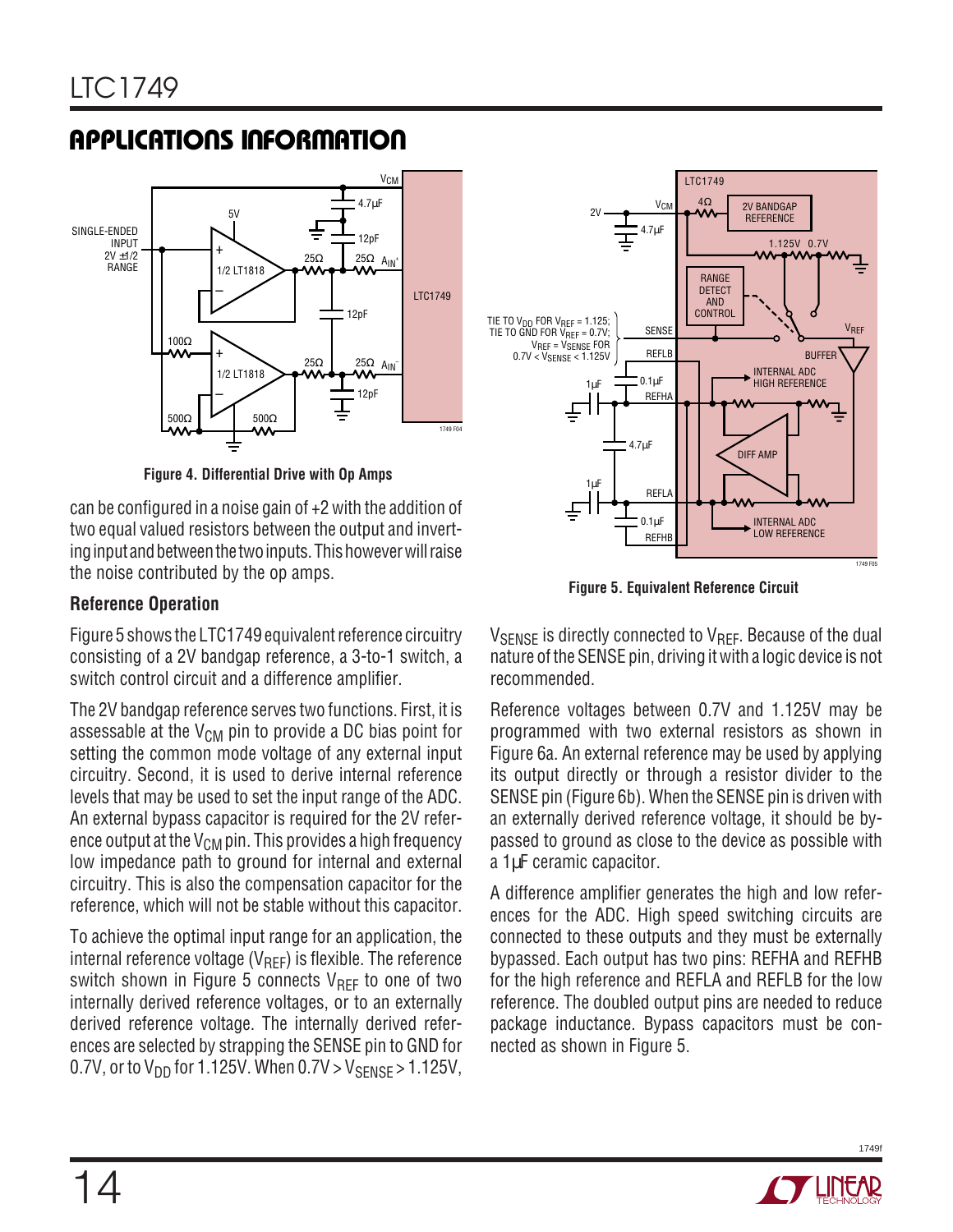## APPLICATIONS INFORMATION

**Figure 4. Differential Drive with Op Amps**

can be configured in a noise gain of +2 with the addition of two equal valued resistors between the output and inverting input and between the two inputs. This however will raise the noise contributed by the op amps.

### Reference Operation

Figure 5 shows the LTC1749 equivalent reference circuitry consisting of a 2V bandgap reference, a 3-to-1 switch, a switch control circuit and a difference amplifier.

The 2V bandgap reference serves two functions. First, it is assessable at the $V_{CM}$ pin to provide a DC bias point for setting the common mode voltage of any external input circuitry. Second, it is used to derive internal reference levels that may be used to set the input range of the ADC. An external bypass capacitor is required for the 2V reference output at the $V_{CM}$ pin. This provides a high frequency low impedance path to ground for internal and external circuitry. This is also the compensation capacitor for the reference, which will not be stable without this capacitor.

To achieve the optimal input range for an application, the internal reference voltage ($V_{REF}$) is flexible. The reference switch shown in Figure 5 connects $V_{REF}$ to one of two internally derived reference voltages, or to an externally derived reference voltage. The internally derived references are selected by strapping the SENSE pin to GND for 0.7V, or to $V_{DD}$ for 1.125V. When $0.7V > V_{SENSE} > 1.125V$,

**Figure 5. Equivalent Reference Circuit**

$V_{SENSE}$ is directly connected to $V_{REF}$. Because of the dual nature of the SENSE pin, driving it with a logic device is not recommended.

Reference voltages between 0.7V and 1.125V may be programmed with two external resistors as shown in Figure 6a. An external reference may be used by applying its output directly or through a resistor divider to the SENSE pin (Figure 6b). When the SENSE pin is driven with an externally derived reference voltage, it should be bypassed to ground as close to the device as possible with a 1µF ceramic capacitor.

A difference amplifier generates the high and low references for the ADC. High speed switching circuits are connected to these outputs and they must be externally bypassed. Each output has two pins: REFHA and REFHB for the high reference and REFLA and REFLB for the low reference. The doubled output pins are needed to reduce package inductance. Bypass capacitors must be connected as shown in Figure 5.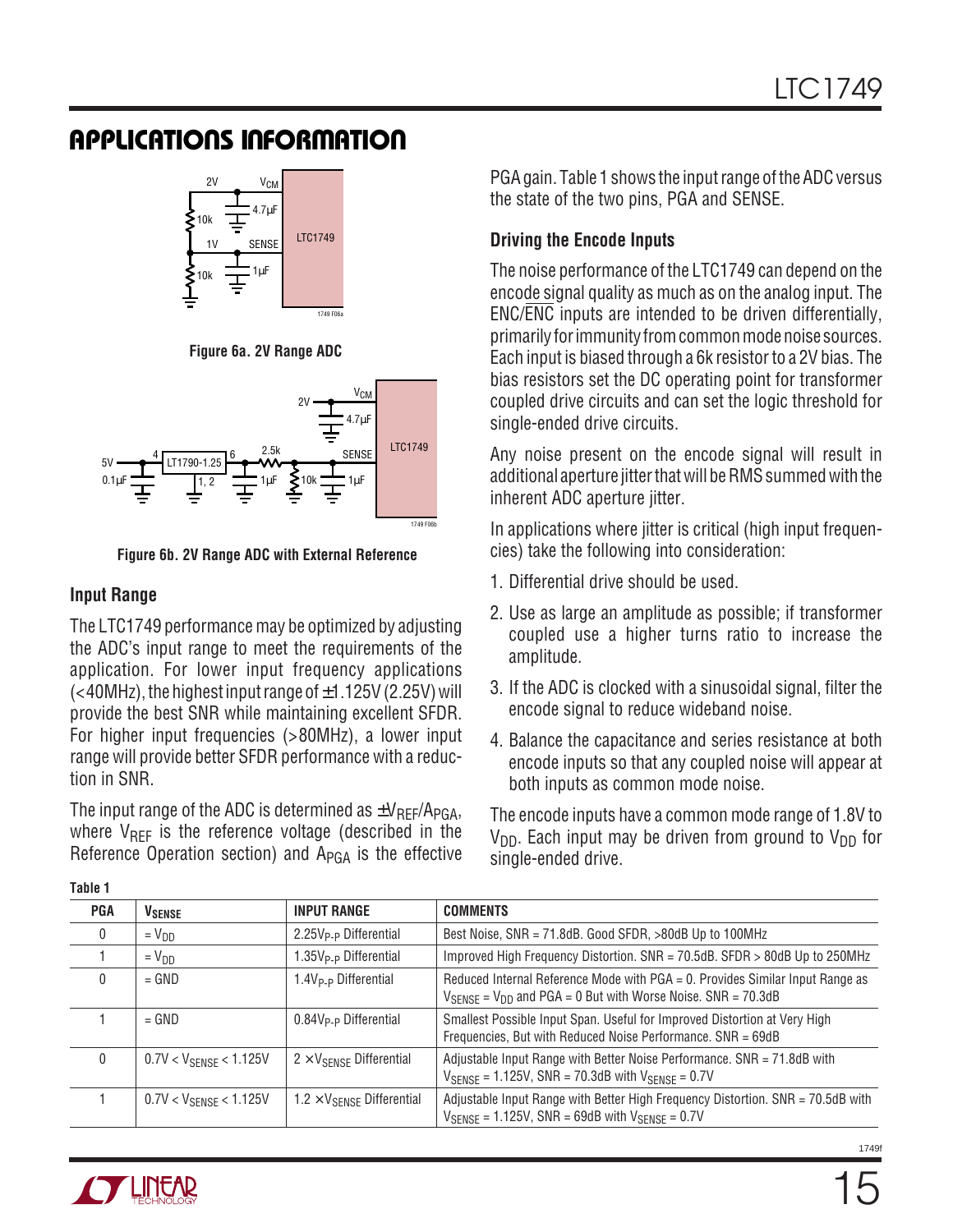## APPLICATIONS INFORMATION

Figure 6a. 2V Range ADC

Figure 6b. 2V Range ADC with External Reference

### Input Range

The LTC1749 performance may be optimized by adjusting the ADC's input range to meet the requirements of the application. For lower input frequency applications (<40MHz), the highest input range of ±1.125V (2.25V) will provide the best SNR while maintaining excellent SFDR. For higher input frequencies (>80MHz), a lower input range will provide better SFDR performance with a reduction in SNR.

The input range of the ADC is determined as $\pm V_{REF}/A_{PGA}$, where $V_{REF}$ is the reference voltage (described in the Reference Operation section) and $A_{PGA}$ is the effective PGA gain. Table 1 shows the input range of the ADC versus the state of the two pins, PGA and SENSE.

### Driving the Encode Inputs

The noise performance of the LTC1749 can depend on the encode signal quality as much as on the analog input. The ENC/$\overline{\text{ENC}}$ inputs are intended to be driven differentially, primarily for immunity from common mode noise sources. Each input is biased through a 6k resistor to a 2V bias. The bias resistors set the DC operating point for transformer coupled drive circuits and can set the logic threshold for single-ended drive circuits.

Any noise present on the encode signal will result in additional aperture jitter that will be RMS summed with the inherent ADC aperture jitter.

In applications where jitter is critical (high input frequencies) take the following into consideration:

1. Differential drive should be used.
2. Use as large an amplitude as possible; if transformer coupled use a higher turns ratio to increase the amplitude.
3. If the ADC is clocked with a sinusoidal signal, filter the encode signal to reduce wideband noise.
4. Balance the capacitance and series resistance at both encode inputs so that any coupled noise will appear at both inputs as common mode noise.

The encode inputs have a common mode range of 1.8V to $V_{DD}$. Each input may be driven from ground to $V_{DD}$ for single-ended drive.

**Table 1**

| PGA | $V_{SENSE}$ | INPUT RANGE | COMMENTS |
|---|---|---|---|
| 0 | $= V_{DD}$ | $2.25V_{P-P}$ Differential | Best Noise, SNR = 71.8dB. Good SFDR, >80dB Up to 100MHz |
| 1 | $= V_{DD}$ | $1.35V_{P-P}$ Differential | Improved High Frequency Distortion. SNR = 70.5dB. SFDR > 80dB Up to 250MHz |
| 0 | = GND | $1.4V_{P-P}$ Differential | Reduced Internal Reference Mode with PGA = 0. Provides Similar Input Range as $V_{SENSE} = V_{DD}$ and PGA = 0 But with Worse Noise. SNR = 70.3dB |
| 1 | = GND | $0.84V_{P-P}$ Differential | Smallest Possible Input Span. Useful for Improved Distortion at Very High Frequencies, But with Reduced Noise Performance. SNR = 69dB |
| 0 | $0.7V < V_{SENSE} < 1.125V$ | $2 \times V_{SENSE}$ Differential | Adjustable Input Range with Better Noise Performance. SNR = 71.8dB with $V_{SENSE}$ = 1.125V, SNR = 70.3dB with $V_{SENSE}$ = 0.7V |
| 1 | $0.7V < V_{SENSE} < 1.125V$ | $1.2 \times V_{SENSE}$ Differential | Adjustable Input Range with Better High Frequency Distortion. SNR = 70.5dB with $V_{SENSE}$ = 1.125V, SNR = 69dB with $V_{SENSE}$ = 0.7V |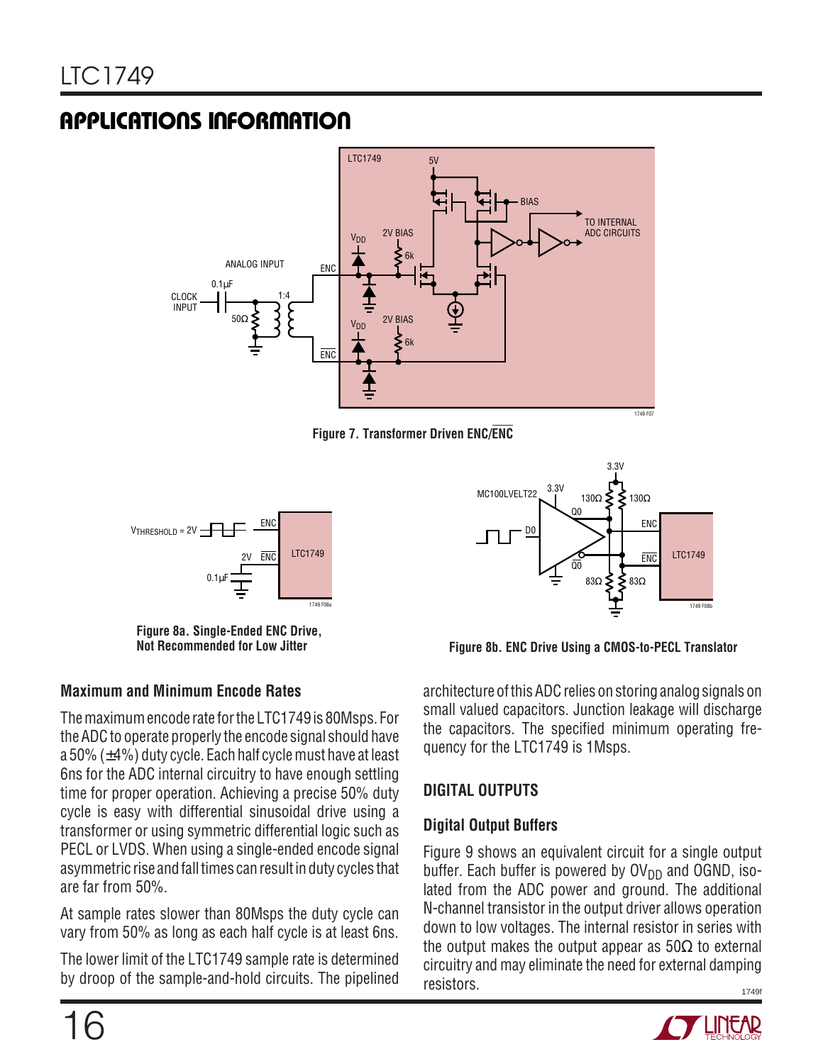## APPLICATIONS INFORMATION

Figure 7. Transformer Driven ENC/$\overline{ENC}$

Figure 8a. Single-Ended ENC Drive, Not Recommended for Low Jitter

Figure 8b. ENC Drive Using a CMOS-to-PECL Translator

### Maximum and Minimum Encode Rates

The maximum encode rate for the LTC1749 is 80Msps. For the ADC to operate properly the encode signal should have a 50% (±4%) duty cycle. Each half cycle must have at least 6ns for the ADC internal circuitry to have enough settling time for proper operation. Achieving a precise 50% duty cycle is easy with differential sinusoidal drive using a transformer or using symmetric differential logic such as PECL or LVDS. When using a single-ended encode signal asymmetric rise and fall times can result in duty cycles that are far from 50%.

At sample rates slower than 80Msps the duty cycle can vary from 50% as long as each half cycle is at least 6ns.

The lower limit of the LTC1749 sample rate is determined by droop of the sample-and-hold circuits. The pipelined architecture of this ADC relies on storing analog signals on small valued capacitors. Junction leakage will discharge the capacitors. The specified minimum operating frequency for the LTC1749 is 1Msps.

### DIGITAL OUTPUTS

### Digital Output Buffers

Figure 9 shows an equivalent circuit for a single output buffer. Each buffer is powered by $OV_{DD}$ and OGND, isolated from the ADC power and ground. The additional N-channel transistor in the output driver allows operation down to low voltages. The internal resistor in series with the output makes the output appear as 50Ω to external circuitry and may eliminate the need for external damping resistors.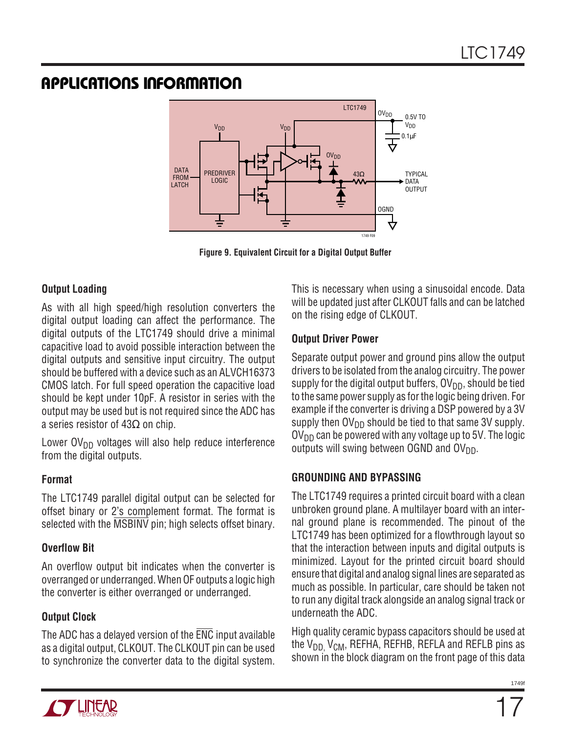## APPLICATIONS INFORMATION

Figure 9. Equivalent Circuit for a Digital Output Buffer

### Output Loading

As with all high speed/high resolution converters the digital output loading can affect the performance. The digital outputs of the LTC1749 should drive a minimal capacitive load to avoid possible interaction between the digital outputs and sensitive input circuitry. The output should be buffered with a device such as an ALVCH16373 CMOS latch. For full speed operation the capacitive load should be kept under 10pF. A resistor in series with the output may be used but is not required since the ADC has a series resistor of 43Ω on chip.

Lower $OV_{DD}$ voltages will also help reduce interference from the digital outputs.

### Format

The LTC1749 parallel digital output can be selected for offset binary or 2's complement format. The format is selected with the $\overline{MSBINV}$ pin; high selects offset binary.

### Overflow Bit

An overflow output bit indicates when the converter is overranged or underranged. When OF outputs a logic high the converter is either overranged or underranged.

### Output Clock

The ADC has a delayed version of the $\overline{ENC}$ input available as a digital output, CLKOUT. The CLKOUT pin can be used to synchronize the converter data to the digital system. This is necessary when using a sinusoidal encode. Data will be updated just after CLKOUT falls and can be latched on the rising edge of CLKOUT.

### Output Driver Power

Separate output power and ground pins allow the output drivers to be isolated from the analog circuitry. The power supply for the digital output buffers, $OV_{DD}$, should be tied to the same power supply as for the logic being driven. For example if the converter is driving a DSP powered by a 3V supply then $OV_{DD}$ should be tied to that same 3V supply. $OV_{DD}$ can be powered with any voltage up to 5V. The logic outputs will swing between OGND and $OV_{DD}$.

## GROUNDING AND BYPASSING

The LTC1749 requires a printed circuit board with a clean unbroken ground plane. A multilayer board with an internal ground plane is recommended. The pinout of the LTC1749 has been optimized for a flowthrough layout so that the interaction between inputs and digital outputs is minimized. Layout for the printed circuit board should ensure that digital and analog signal lines are separated as much as possible. In particular, care should be taken not to run any digital track alongside an analog signal track or underneath the ADC.

High quality ceramic bypass capacitors should be used at the $V_{DD}$, $V_{CM}$, REFHA, REFHB, REFLA and REFLB pins as shown in the block diagram on the front page of this data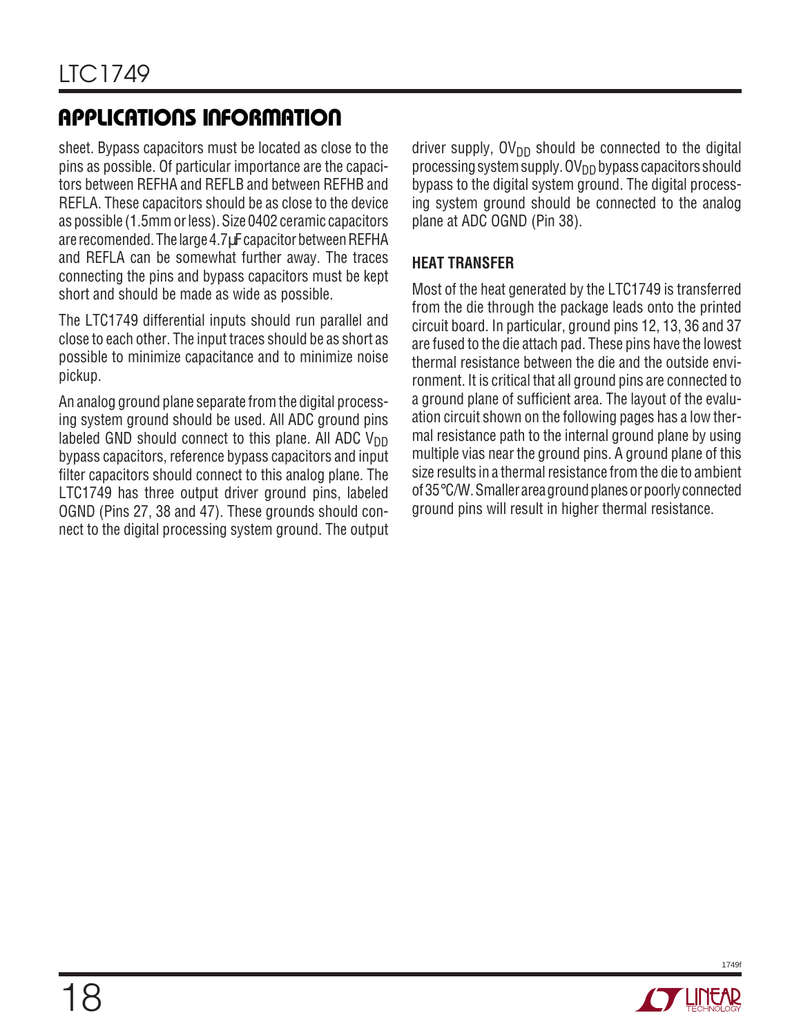## APPLICATIONS INFORMATION

sheet. Bypass capacitors must be located as close to the pins as possible. Of particular importance are the capacitors between REFHA and REFLB and between REFHB and REFLA. These capacitors should be as close to the device as possible (1.5mm or less). Size 0402 ceramic capacitors are recomended. The large 4.7µF capacitor between REFHA and REFLA can be somewhat further away. The traces connecting the pins and bypass capacitors must be kept short and should be made as wide as possible.

The LTC1749 differential inputs should run parallel and close to each other. The input traces should be as short as possible to minimize capacitance and to minimize noise pickup.

An analog ground plane separate from the digital processing system ground should be used. All ADC ground pins labeled GND should connect to this plane. All ADC $V_{DD}$ bypass capacitors, reference bypass capacitors and input filter capacitors should connect to this analog plane. The LTC1749 has three output driver ground pins, labeled OGND (Pins 27, 38 and 47). These grounds should connect to the digital processing system ground. The output driver supply, $OV_{DD}$ should be connected to the digital processing system supply. $OV_{DD}$ bypass capacitors should bypass to the digital system ground. The digital processing system ground should be connected to the analog plane at ADC OGND (Pin 38).

### HEAT TRANSFER

Most of the heat generated by the LTC1749 is transferred from the die through the package leads onto the printed circuit board. In particular, ground pins 12, 13, 36 and 37 are fused to the die attach pad. These pins have the lowest thermal resistance between the die and the outside environment. It is critical that all ground pins are connected to a ground plane of sufficient area. The layout of the evaluation circuit shown on the following pages has a low thermal resistance path to the internal ground plane by using multiple vias near the ground pins. A ground plane of this size results in a thermal resistance from the die to ambient of 35°C/W. Smaller area ground planes or poorly connected ground pins will result in higher thermal resistance.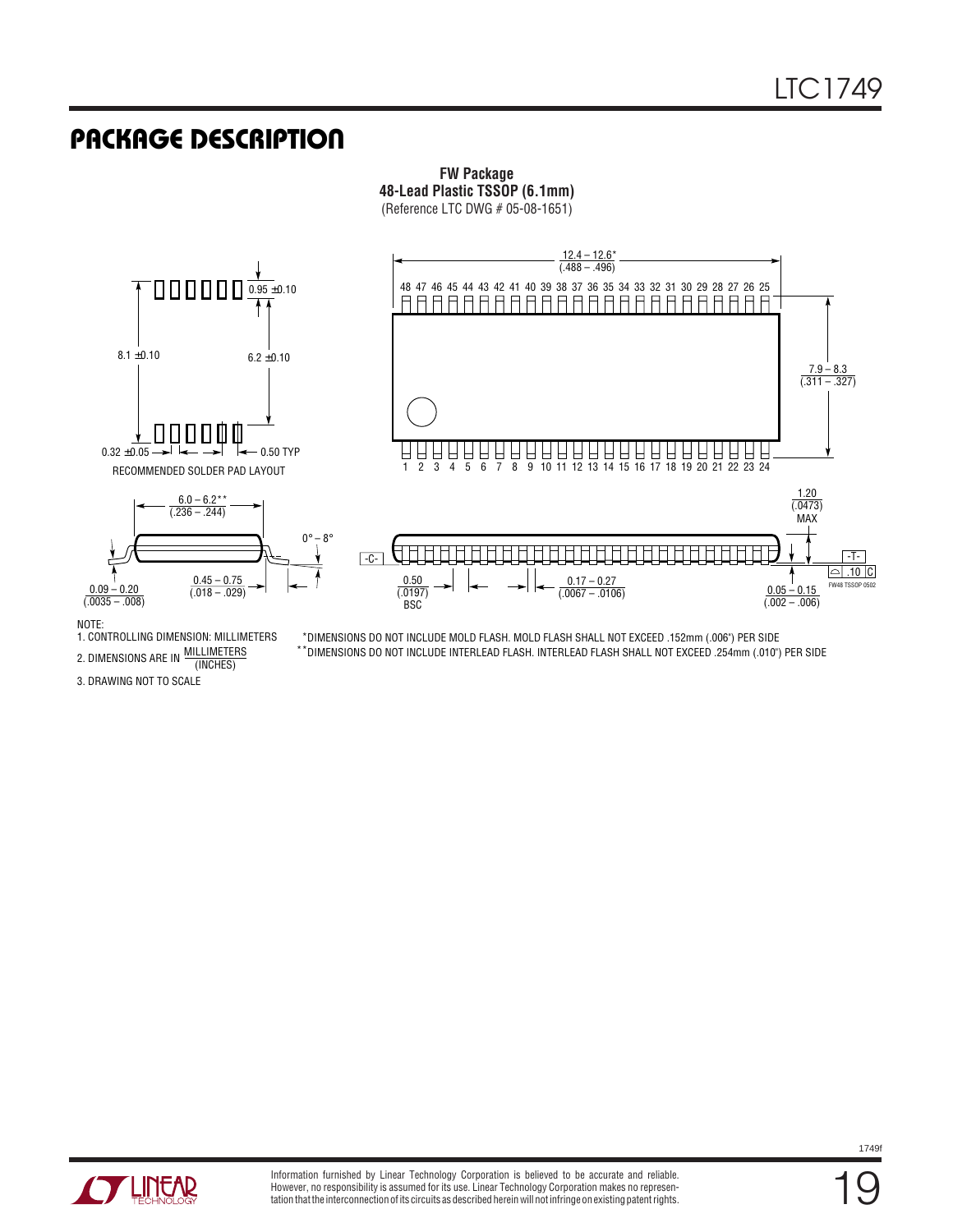## PACKAGE DESCRIPTION

**FW Package**
**48-Lead Plastic TSSOP (6.1mm)**
(Reference LTC DWG # 05-08-1651)

12.4 – 12.6* (.488 – .496)

48 47 46 45 44 43 42 41 40 39 38 37 36 35 34 33 32 31 30 29 28 27 26 25

1 2 3 4 5 6 7 8 9 10 11 12 13 14 15 16 17 18 19 20 21 22 23 24

7.9 – 8.3 (.311 – .327)

0.95 ±0.10

8.1 ±0.10

6.2 ±0.10

0.32 ±0.05

0.50 TYP

RECOMMENDED SOLDER PAD LAYOUT

6.0 – 6.2** (.236 – .244)

0° – 8°

0.09 – 0.20 (.0035 – .008)

0.45 – 0.75 (.018 – .029)

1.20 (.0473) MAX

-C-

-T-

.10 C

0.50 (.0197) BSC

0.17 – 0.27 (.0067 – .0106)

0.05 – 0.15 (.002 – .006)

FW48 TSSOP 0502

NOTE:
1. CONTROLLING DIMENSION: MILLIMETERS
2. DIMENSIONS ARE IN MILLIMETERS / (INCHES)
3. DRAWING NOT TO SCALE

*DIMENSIONS DO NOT INCLUDE MOLD FLASH. MOLD FLASH SHALL NOT EXCEED .152mm (.006") PER SIDE
**DIMENSIONS DO NOT INCLUDE INTERLEAD FLASH. INTERLEAD FLASH SHALL NOT EXCEED .254mm (.010") PER SIDE

Information furnished by Linear Technology Corporation is believed to be accurate and reliable. However, no responsibility is assumed for its use. Linear Technology Corporation makes no representation that the interconnection of its circuits as described herein will not infringe on existing patent rights.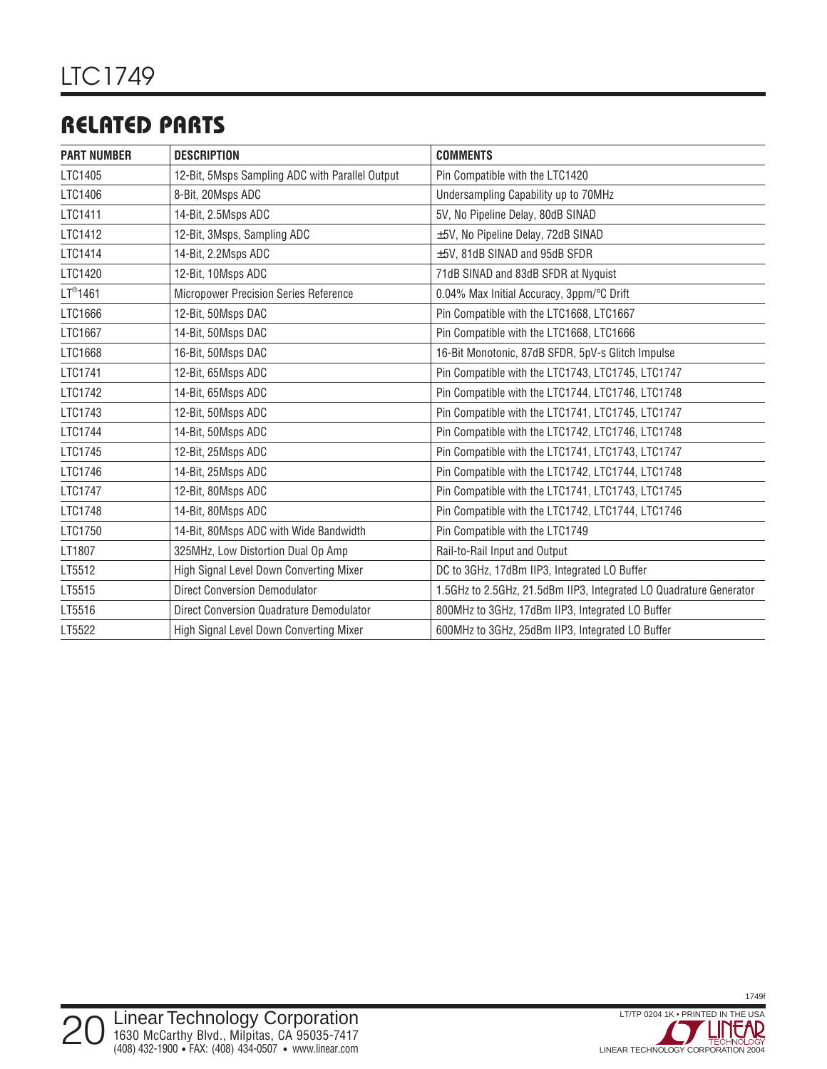## RELATED PARTS

| PART NUMBER | DESCRIPTION | COMMENTS |
|---|---|---|
| LTC1405 | 12-Bit, 5Msps Sampling ADC with Parallel Output | Pin Compatible with the LTC1420 |
| LTC1406 | 8-Bit, 20Msps ADC | Undersampling Capability up to 70MHz |
| LTC1411 | 14-Bit, 2.5Msps ADC | 5V, No Pipeline Delay, 80dB SINAD |
| LTC1412 | 12-Bit, 3Msps, Sampling ADC | ±5V, No Pipeline Delay, 72dB SINAD |
| LTC1414 | 14-Bit, 2.2Msps ADC | ±5V, 81dB SINAD and 95dB SFDR |
| LTC1420 | 12-Bit, 10Msps ADC | 71dB SINAD and 83dB SFDR at Nyquist |
| LT®1461 | Micropower Precision Series Reference | 0.04% Max Initial Accuracy, 3ppm/°C Drift |
| LTC1666 | 12-Bit, 50Msps DAC | Pin Compatible with the LTC1668, LTC1667 |
| LTC1667 | 14-Bit, 50Msps DAC | Pin Compatible with the LTC1668, LTC1666 |
| LTC1668 | 16-Bit, 50Msps DAC | 16-Bit Monotonic, 87dB SFDR, 5pV-s Glitch Impulse |
| LTC1741 | 12-Bit, 65Msps ADC | Pin Compatible with the LTC1743, LTC1745, LTC1747 |
| LTC1742 | 14-Bit, 65Msps ADC | Pin Compatible with the LTC1744, LTC1746, LTC1748 |
| LTC1743 | 12-Bit, 50Msps ADC | Pin Compatible with the LTC1741, LTC1745, LTC1747 |
| LTC1744 | 14-Bit, 50Msps ADC | Pin Compatible with the LTC1742, LTC1746, LTC1748 |
| LTC1745 | 12-Bit, 25Msps ADC | Pin Compatible with the LTC1741, LTC1743, LTC1747 |
| LTC1746 | 14-Bit, 25Msps ADC | Pin Compatible with the LTC1742, LTC1744, LTC1748 |
| LTC1747 | 12-Bit, 80Msps ADC | Pin Compatible with the LTC1741, LTC1743, LTC1745 |
| LTC1748 | 14-Bit, 80Msps ADC | Pin Compatible with the LTC1742, LTC1744, LTC1746 |
| LTC1750 | 14-Bit, 80Msps ADC with Wide Bandwidth | Pin Compatible with the LTC1749 |
| LT1807 | 325MHz, Low Distortion Dual Op Amp | Rail-to-Rail Input and Output |
| LT5512 | High Signal Level Down Converting Mixer | DC to 3GHz, 17dBm IIP3, Integrated LO Buffer |
| LT5515 | Direct Conversion Demodulator | 1.5GHz to 2.5GHz, 21.5dBm IIP3, Integrated LO Quadrature Generator |
| LT5516 | Direct Conversion Quadrature Demodulator | 800MHz to 3GHz, 17dBm IIP3, Integrated LO Buffer |
| LT5522 | High Signal Level Down Converting Mixer | 600MHz to 3GHz, 25dBm IIP3, Integrated LO Buffer |

Linear Technology Corporation
1630 McCarthy Blvd., Milpitas, CA 95035-7417
(408) 432-1900 • FAX: (408) 434-0507 • www.linear.com

1749f

LT/TP 0204 1K • PRINTED IN THE USA

© LINEAR TECHNOLOGY CORPORATION 2004